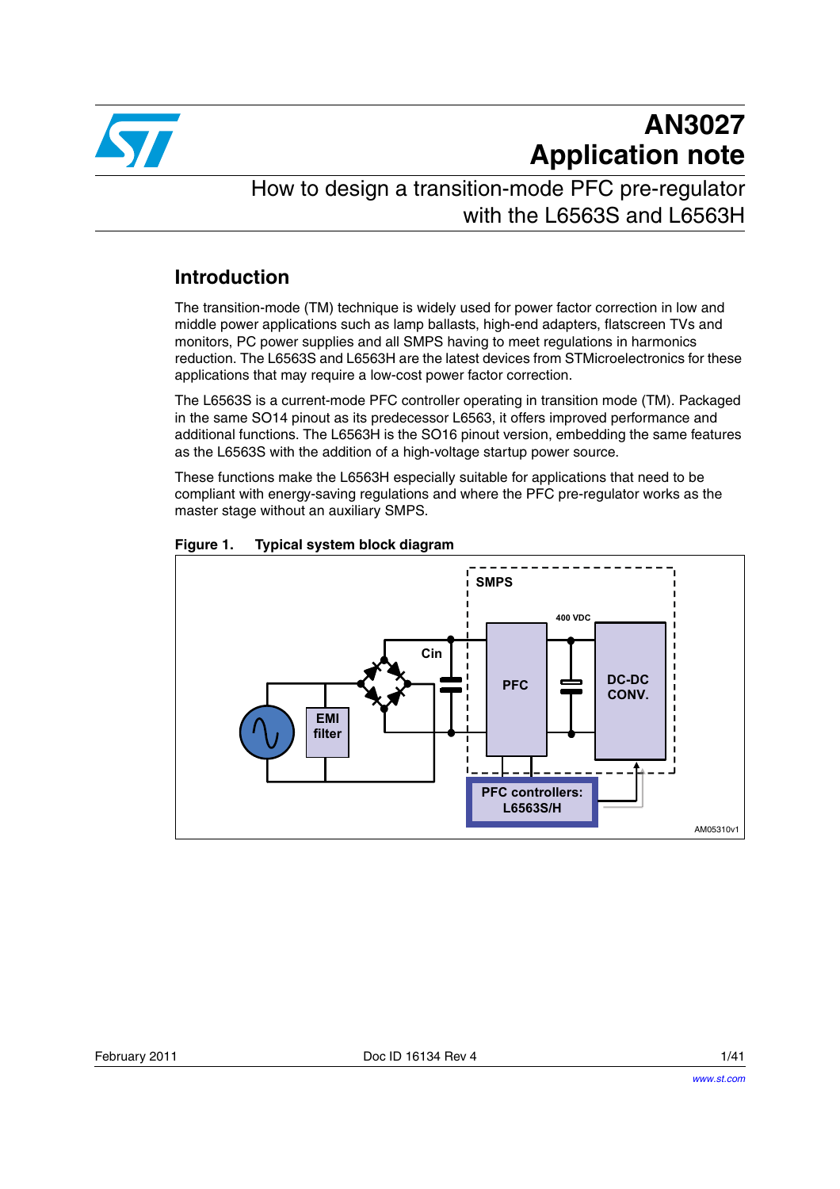# AN3027
# Application note

## How to design a transition-mode PFC pre-regulator with the L6563S and L6563H

## Introduction

The transition-mode (TM) technique is widely used for power factor correction in low and middle power applications such as lamp ballasts, high-end adapters, flatscreen TVs and monitors, PC power supplies and all SMPS having to meet regulations in harmonics reduction. The L6563S and L6563H are the latest devices from STMicroelectronics for these applications that may require a low-cost power factor correction.

The L6563S is a current-mode PFC controller operating in transition mode (TM). Packaged in the same SO14 pinout as its predecessor L6563, it offers improved performance and additional functions. The L6563H is the SO16 pinout version, embedding the same features as the L6563S with the addition of a high-voltage startup power source.

These functions make the L6563H especially suitable for applications that need to be compliant with energy-saving regulations and where the PFC pre-regulator works as the master stage without an auxiliary SMPS.

**Figure 1. Typical system block diagram**

February 2011 Doc ID 16134 Rev 4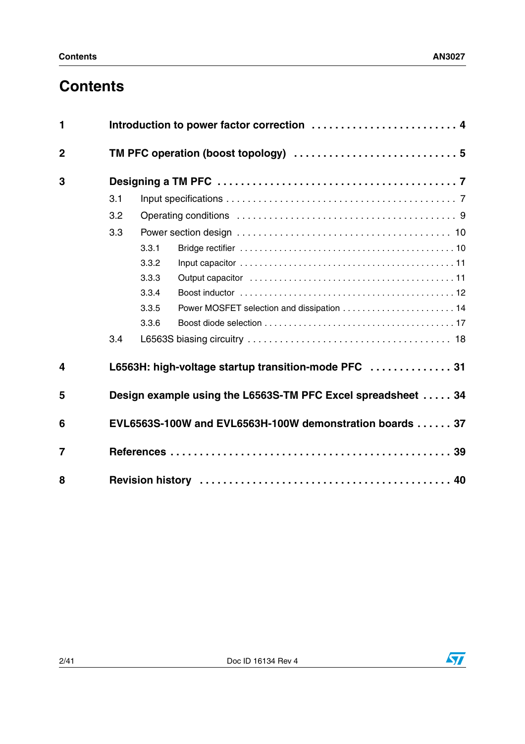# Contents

| | | |
|---|---|---|
| **1** | **Introduction to power factor correction** | **4** |
| **2** | **TM PFC operation (boost topology)** | **5** |
| **3** | **Designing a TM PFC** | **7** |
| | 3.1 Input specifications | 7 |
| | 3.2 Operating conditions | 9 |
| | 3.3 Power section design | 10 |
| | 3.3.1 Bridge rectifier | 10 |
| | 3.3.2 Input capacitor | 11 |
| | 3.3.3 Output capacitor | 11 |
| | 3.3.4 Boost inductor | 12 |
| | 3.3.5 Power MOSFET selection and dissipation | 14 |
| | 3.3.6 Boost diode selection | 17 |
| | 3.4 L6563S biasing circuitry | 18 |
| **4** | **L6563H: high-voltage startup transition-mode PFC** | **31** |
| **5** | **Design example using the L6563S-TM PFC Excel spreadsheet** | **34** |
| **6** | **EVL6563S-100W and EVL6563H-100W demonstration boards** | **37** |
| **7** | **References** | **39** |
| **8** | **Revision history** | **40** |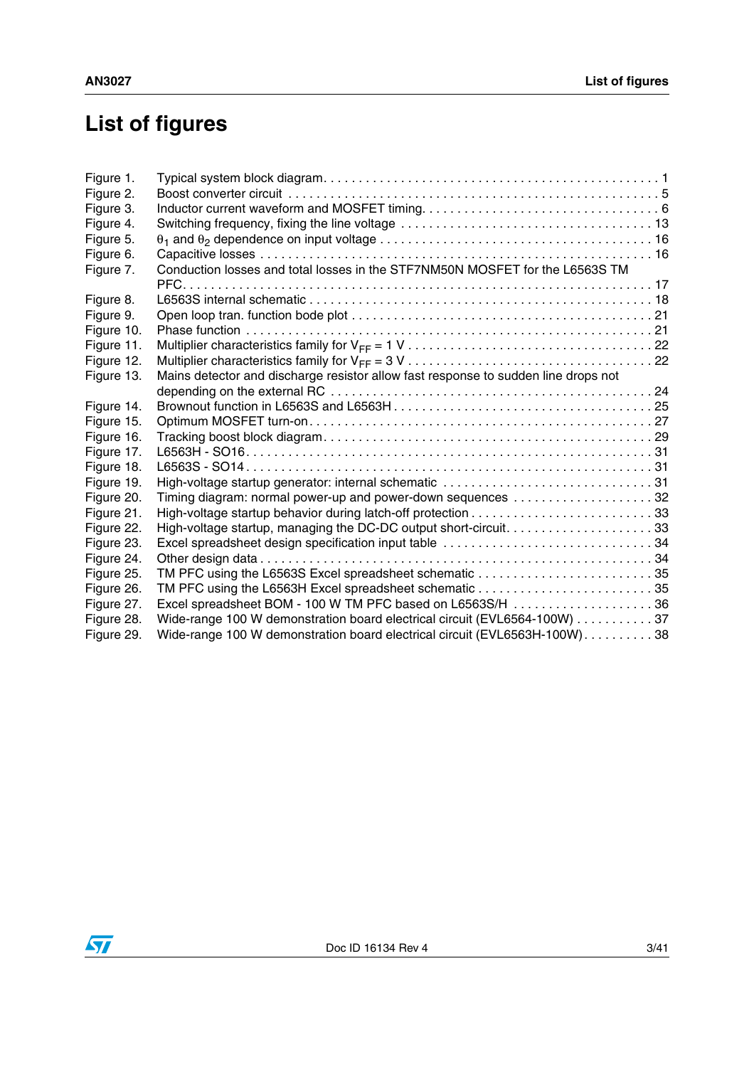# List of figures

| | | |
|---|---|---|
| Figure 1. | Typical system block diagram | 1 |
| Figure 2. | Boost converter circuit | 5 |
| Figure 3. | Inductor current waveform and MOSFET timing | 6 |
| Figure 4. | Switching frequency, fixing the line voltage | 13 |
| Figure 5. | $\theta_1$ and $\theta_2$ dependence on input voltage | 16 |
| Figure 6. | Capacitive losses | 16 |
| Figure 7. | Conduction losses and total losses in the STF7NM50N MOSFET for the L6563S TM PFC | 17 |
| Figure 8. | L6563S internal schematic | 18 |
| Figure 9. | Open loop tran. function bode plot | 21 |
| Figure 10. | Phase function | 21 |
| Figure 11. | Multiplier characteristics family for $V_{FF}$ = 1 V | 22 |
| Figure 12. | Multiplier characteristics family for $V_{FF}$ = 3 V | 22 |
| Figure 13. | Mains detector and discharge resistor allow fast response to sudden line drops not depending on the external RC | 24 |
| Figure 14. | Brownout function in L6563S and L6563H | 25 |
| Figure 15. | Optimum MOSFET turn-on | 27 |
| Figure 16. | Tracking boost block diagram | 29 |
| Figure 17. | L6563H - SO16 | 31 |
| Figure 18. | L6563S - SO14 | 31 |
| Figure 19. | High-voltage startup generator: internal schematic | 31 |
| Figure 20. | Timing diagram: normal power-up and power-down sequences | 32 |
| Figure 21. | High-voltage startup behavior during latch-off protection | 33 |
| Figure 22. | High-voltage startup, managing the DC-DC output short-circuit | 33 |
| Figure 23. | Excel spreadsheet design specification input table | 34 |
| Figure 24. | Other design data | 34 |
| Figure 25. | TM PFC using the L6563S Excel spreadsheet schematic | 35 |
| Figure 26. | TM PFC using the L6563H Excel spreadsheet schematic | 35 |
| Figure 27. | Excel spreadsheet BOM - 100 W TM PFC based on L6563S/H | 36 |
| Figure 28. | Wide-range 100 W demonstration board electrical circuit (EVL6564-100W) | 37 |
| Figure 29. | Wide-range 100 W demonstration board electrical circuit (EVL6563H-100W) | 38 |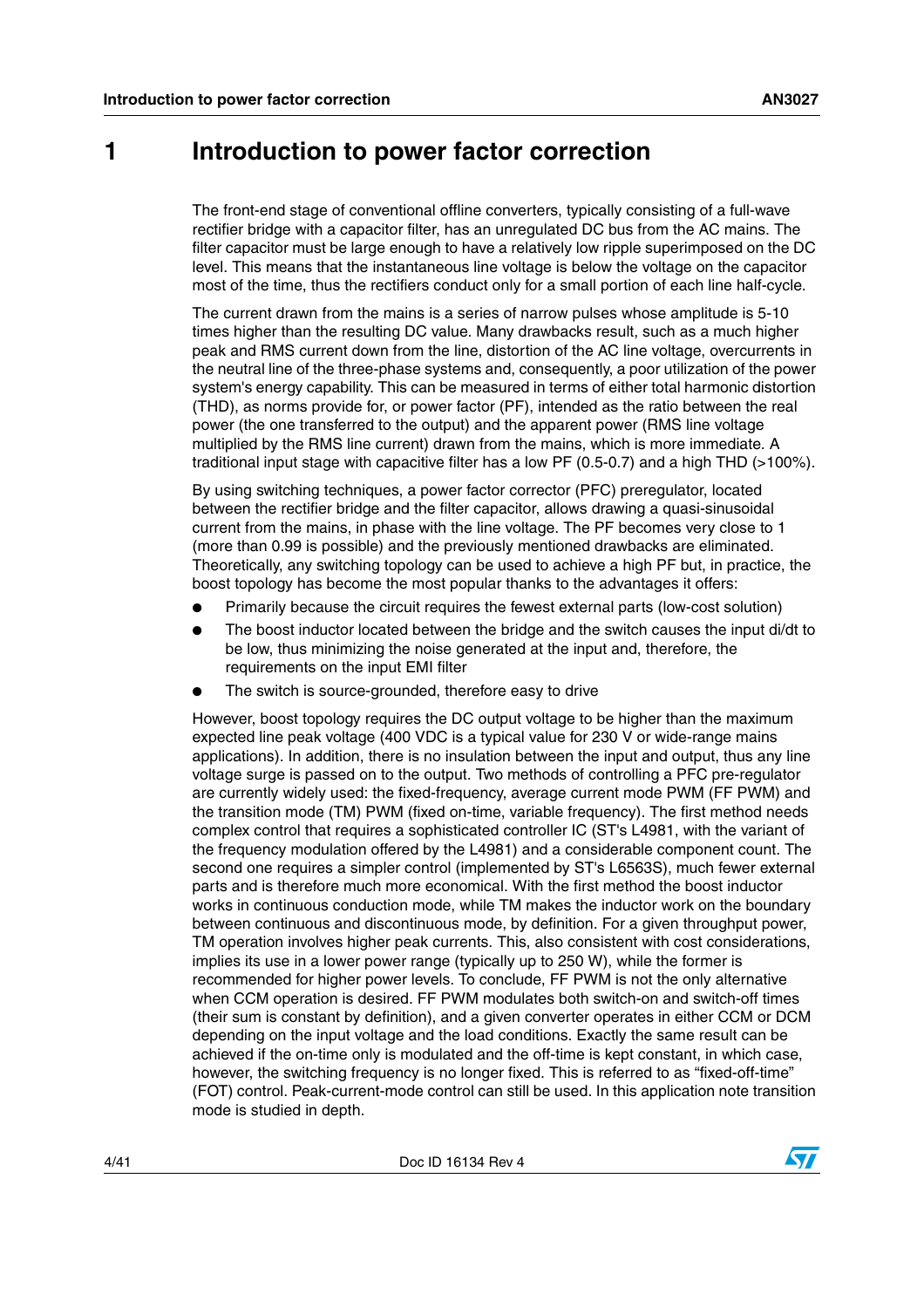# 1 Introduction to power factor correction

The front-end stage of conventional offline converters, typically consisting of a full-wave rectifier bridge with a capacitor filter, has an unregulated DC bus from the AC mains. The filter capacitor must be large enough to have a relatively low ripple superimposed on the DC level. This means that the instantaneous line voltage is below the voltage on the capacitor most of the time, thus the rectifiers conduct only for a small portion of each line half-cycle.

The current drawn from the mains is a series of narrow pulses whose amplitude is 5-10 times higher than the resulting DC value. Many drawbacks result, such as a much higher peak and RMS current down from the line, distortion of the AC line voltage, overcurrents in the neutral line of the three-phase systems and, consequently, a poor utilization of the power system's energy capability. This can be measured in terms of either total harmonic distortion (THD), as norms provide for, or power factor (PF), intended as the ratio between the real power (the one transferred to the output) and the apparent power (RMS line voltage multiplied by the RMS line current) drawn from the mains, which is more immediate. A traditional input stage with capacitive filter has a low PF (0.5-0.7) and a high THD (>100%).

By using switching techniques, a power factor corrector (PFC) preregulator, located between the rectifier bridge and the filter capacitor, allows drawing a quasi-sinusoidal current from the mains, in phase with the line voltage. The PF becomes very close to 1 (more than 0.99 is possible) and the previously mentioned drawbacks are eliminated. Theoretically, any switching topology can be used to achieve a high PF but, in practice, the boost topology has become the most popular thanks to the advantages it offers:

- Primarily because the circuit requires the fewest external parts (low-cost solution)
- The boost inductor located between the bridge and the switch causes the input di/dt to be low, thus minimizing the noise generated at the input and, therefore, the requirements on the input EMI filter
- The switch is source-grounded, therefore easy to drive

However, boost topology requires the DC output voltage to be higher than the maximum expected line peak voltage (400 VDC is a typical value for 230 V or wide-range mains applications). In addition, there is no insulation between the input and output, thus any line voltage surge is passed on to the output. Two methods of controlling a PFC pre-regulator are currently widely used: the fixed-frequency, average current mode PWM (FF PWM) and the transition mode (TM) PWM (fixed on-time, variable frequency). The first method needs complex control that requires a sophisticated controller IC (ST's L4981, with the variant of the frequency modulation offered by the L4981) and a considerable component count. The second one requires a simpler control (implemented by ST's L6563S), much fewer external parts and is therefore much more economical. With the first method the boost inductor works in continuous conduction mode, while TM makes the inductor work on the boundary between continuous and discontinuous mode, by definition. For a given throughput power, TM operation involves higher peak currents. This, also consistent with cost considerations, implies its use in a lower power range (typically up to 250 W), while the former is recommended for higher power levels. To conclude, FF PWM is not the only alternative when CCM operation is desired. FF PWM modulates both switch-on and switch-off times (their sum is constant by definition), and a given converter operates in either CCM or DCM depending on the input voltage and the load conditions. Exactly the same result can be achieved if the on-time only is modulated and the off-time is kept constant, in which case, however, the switching frequency is no longer fixed. This is referred to as "fixed-off-time" (FOT) control. Peak-current-mode control can still be used. In this application note transition mode is studied in depth.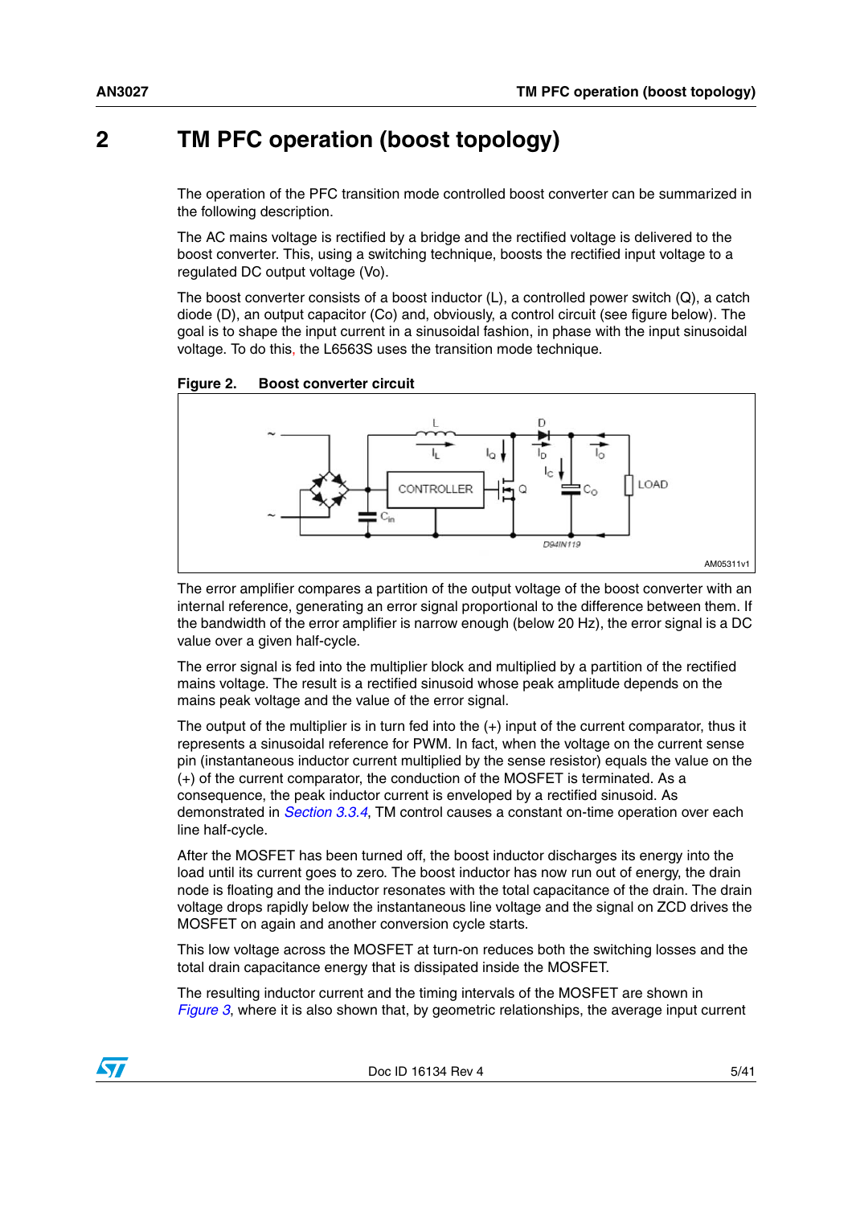# 2 TM PFC operation (boost topology)

The operation of the PFC transition mode controlled boost converter can be summarized in the following description.

The AC mains voltage is rectified by a bridge and the rectified voltage is delivered to the boost converter. This, using a switching technique, boosts the rectified input voltage to a regulated DC output voltage (Vo).

The boost converter consists of a boost inductor (L), a controlled power switch (Q), a catch diode (D), an output capacitor (Co) and, obviously, a control circuit (see figure below). The goal is to shape the input current in a sinusoidal fashion, in phase with the input sinusoidal voltage. To do this, the L6563S uses the transition mode technique.

**Figure 2. Boost converter circuit**

The error amplifier compares a partition of the output voltage of the boost converter with an internal reference, generating an error signal proportional to the difference between them. If the bandwidth of the error amplifier is narrow enough (below 20 Hz), the error signal is a DC value over a given half-cycle.

The error signal is fed into the multiplier block and multiplied by a partition of the rectified mains voltage. The result is a rectified sinusoid whose peak amplitude depends on the mains peak voltage and the value of the error signal.

The output of the multiplier is in turn fed into the (+) input of the current comparator, thus it represents a sinusoidal reference for PWM. In fact, when the voltage on the current sense pin (instantaneous inductor current multiplied by the sense resistor) equals the value on the (+) of the current comparator, the conduction of the MOSFET is terminated. As a consequence, the peak inductor current is enveloped by a rectified sinusoid. As demonstrated in *Section 3.3.4*, TM control causes a constant on-time operation over each line half-cycle.

After the MOSFET has been turned off, the boost inductor discharges its energy into the load until its current goes to zero. The boost inductor has now run out of energy, the drain node is floating and the inductor resonates with the total capacitance of the drain. The drain voltage drops rapidly below the instantaneous line voltage and the signal on ZCD drives the MOSFET on again and another conversion cycle starts.

This low voltage across the MOSFET at turn-on reduces both the switching losses and the total drain capacitance energy that is dissipated inside the MOSFET.

The resulting inductor current and the timing intervals of the MOSFET are shown in *Figure 3*, where it is also shown that, by geometric relationships, the average input current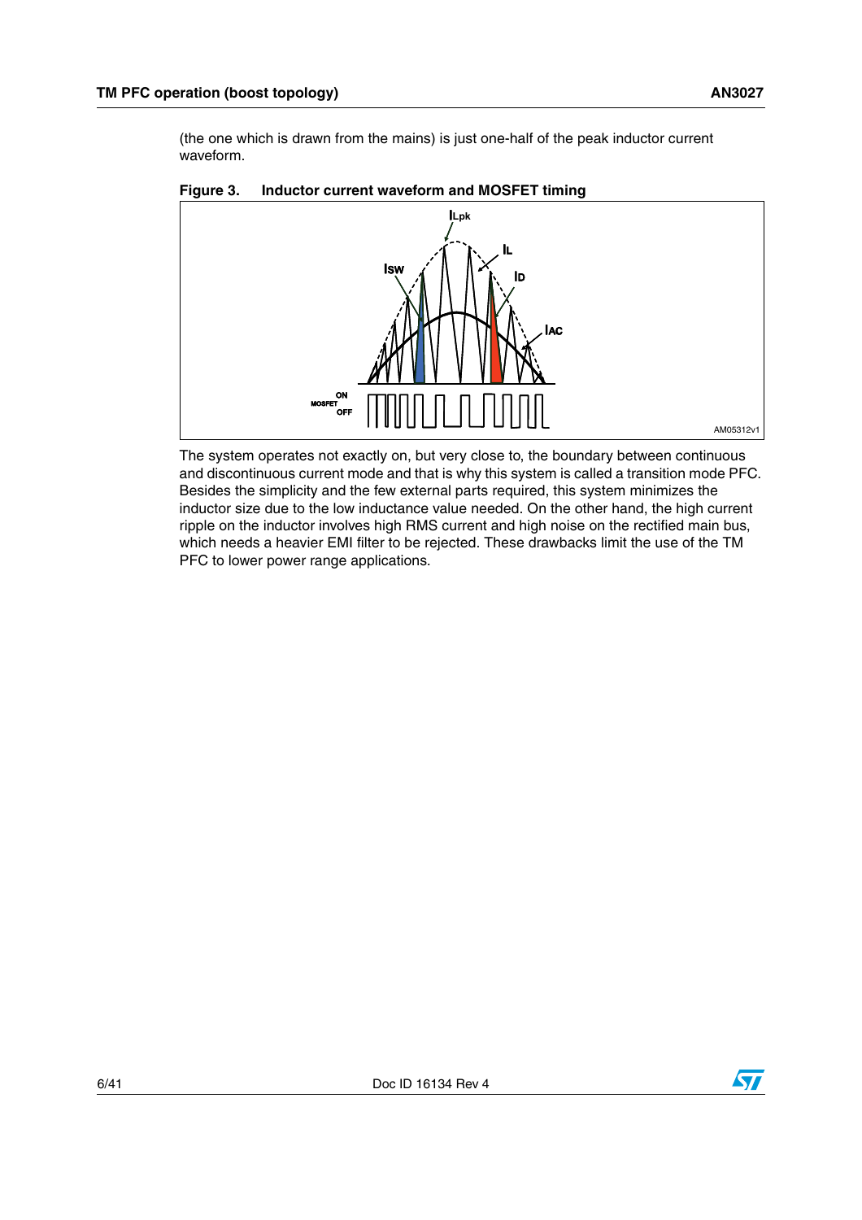(the one which is drawn from the mains) is just one-half of the peak inductor current waveform.

**Figure 3. Inductor current waveform and MOSFET timing**

The system operates not exactly on, but very close to, the boundary between continuous and discontinuous current mode and that is why this system is called a transition mode PFC. Besides the simplicity and the few external parts required, this system minimizes the inductor size due to the low inductance value needed. On the other hand, the high current ripple on the inductor involves high RMS current and high noise on the rectified main bus, which needs a heavier EMI filter to be rejected. These drawbacks limit the use of the TM PFC to lower power range applications.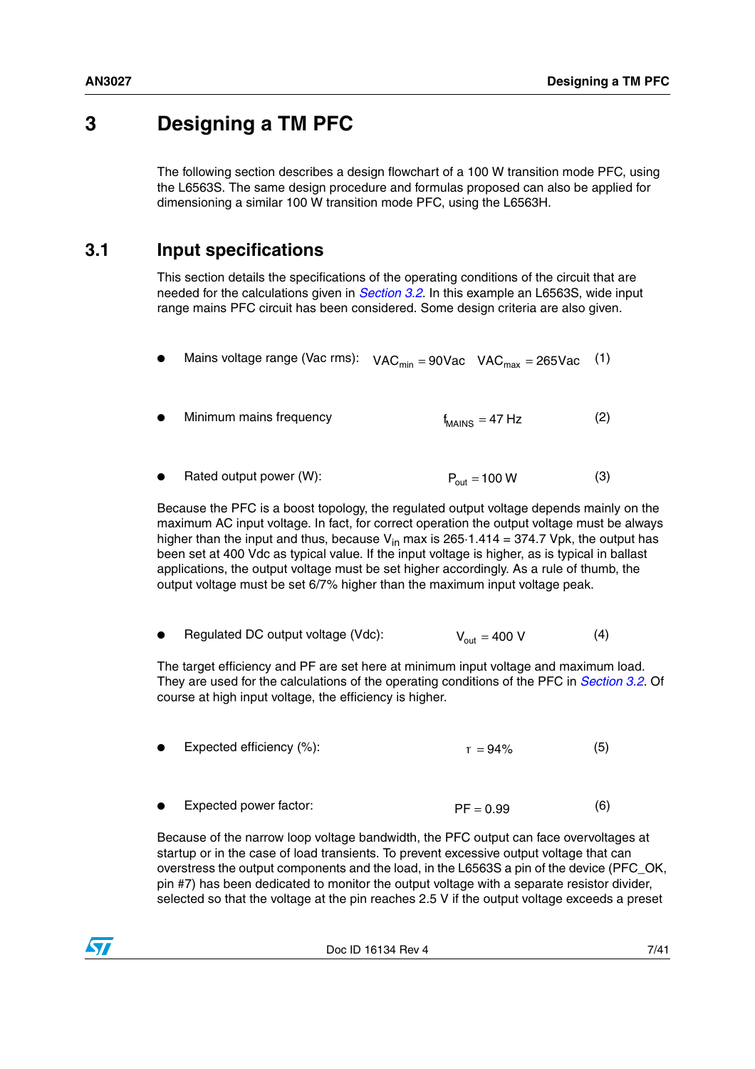# 3 Designing a TM PFC

The following section describes a design flowchart of a 100 W transition mode PFC, using the L6563S. The same design procedure and formulas proposed can also be applied for dimensioning a similar 100 W transition mode PFC, using the L6563H.

## 3.1 Input specifications

This section details the specifications of the operating conditions of the circuit that are needed for the calculations given in *Section 3.2*. In this example an L6563S, wide input range mains PFC circuit has been considered. Some design criteria are also given.

- Mains voltage range (Vac rms): $VAC_{min} = 90Vac \quad VAC_{max} = 265Vac$ (1)
- Minimum mains frequency $f_{MAINS} = 47\text{ Hz}$ (2)
- Rated output power (W): $P_{out} = 100\text{ W}$ (3)

Because the PFC is a boost topology, the regulated output voltage depends mainly on the maximum AC input voltage. In fact, for correct operation the output voltage must be always higher than the input and thus, because $V_{in}$ max is 265·1.414 = 374.7 Vpk, the output has been set at 400 Vdc as typical value. If the input voltage is higher, as is typical in ballast applications, the output voltage must be set higher accordingly. As a rule of thumb, the output voltage must be set 6/7% higher than the maximum input voltage peak.

- Regulated DC output voltage (Vdc): $V_{out} = 400\text{ V}$ (4)

The target efficiency and PF are set here at minimum input voltage and maximum load. They are used for the calculations of the operating conditions of the PFC in *Section 3.2*. Of course at high input voltage, the efficiency is higher.

- Expected efficiency (%): $\eta = 94\%$ (5)
- Expected power factor: $PF = 0.99$ (6)

Because of the narrow loop voltage bandwidth, the PFC output can face overvoltages at startup or in the case of load transients. To prevent excessive output voltage that can overstress the output components and the load, in the L6563S a pin of the device (PFC_OK, pin #7) has been dedicated to monitor the output voltage with a separate resistor divider, selected so that the voltage at the pin reaches 2.5 V if the output voltage exceeds a preset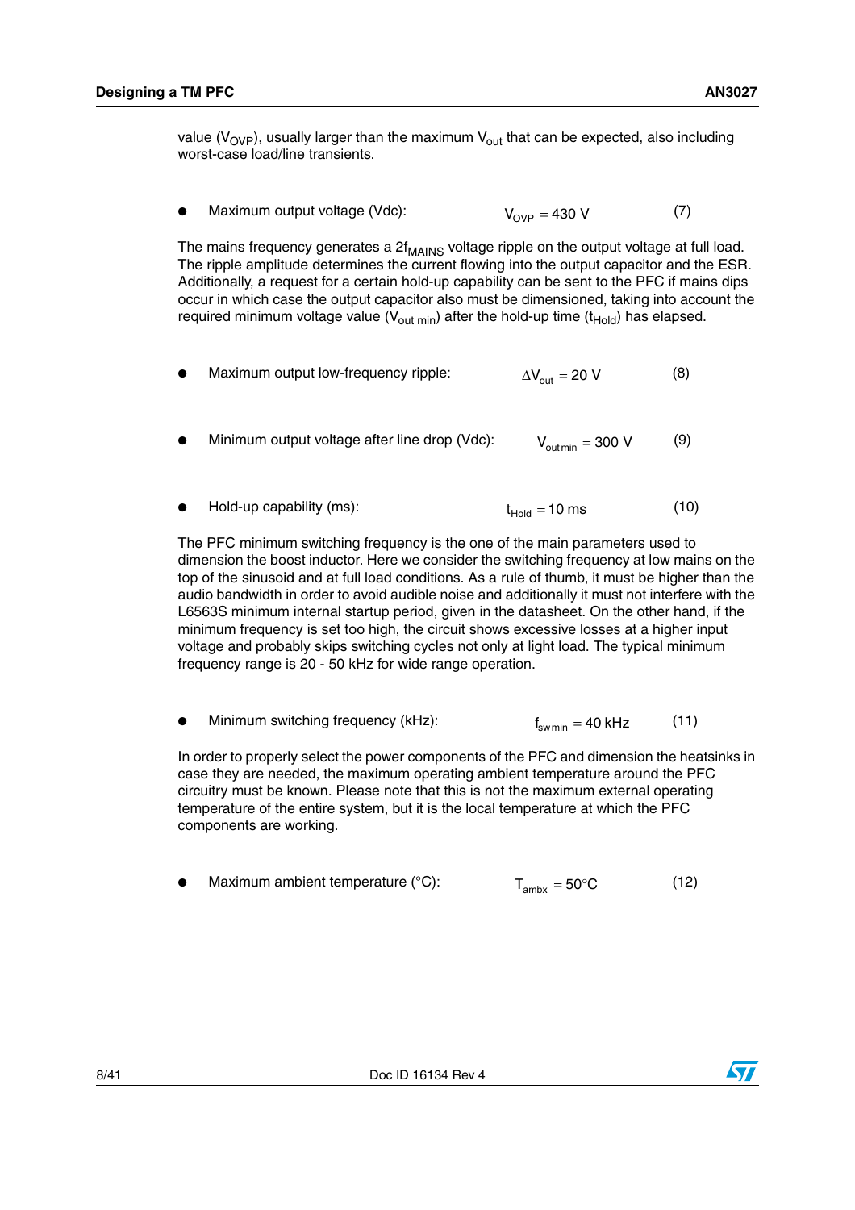value ($V_{OVP}$), usually larger than the maximum $V_{out}$ that can be expected, also including worst-case load/line transients.

- Maximum output voltage (Vdc): $$V_{OVP} = 430 \text{ V} \tag{7}$$

The mains frequency generates a $2f_{MAINS}$ voltage ripple on the output voltage at full load. The ripple amplitude determines the current flowing into the output capacitor and the ESR. Additionally, a request for a certain hold-up capability can be sent to the PFC if mains dips occur in which case the output capacitor also must be dimensioned, taking into account the required minimum voltage value ($V_{out\ min}$) after the hold-up time ($t_{Hold}$) has elapsed.

- Maximum output low-frequency ripple: $$\Delta V_{out} = 20 \text{ V} \tag{8}$$

- Minimum output voltage after line drop (Vdc): $$V_{out\,min} = 300 \text{ V} \tag{9}$$

- Hold-up capability (ms): $$t_{Hold} = 10 \text{ ms} \tag{10}$$

The PFC minimum switching frequency is the one of the main parameters used to dimension the boost inductor. Here we consider the switching frequency at low mains on the top of the sinusoid and at full load conditions. As a rule of thumb, it must be higher than the audio bandwidth in order to avoid audible noise and additionally it must not interfere with the L6563S minimum internal startup period, given in the datasheet. On the other hand, if the minimum frequency is set too high, the circuit shows excessive losses at a higher input voltage and probably skips switching cycles not only at light load. The typical minimum frequency range is 20 - 50 kHz for wide range operation.

- Minimum switching frequency (kHz): $$f_{sw\,min} = 40 \text{ kHz} \tag{11}$$

In order to properly select the power components of the PFC and dimension the heatsinks in case they are needed, the maximum operating ambient temperature around the PFC circuitry must be known. Please note that this is not the maximum external operating temperature of the entire system, but it is the local temperature at which the PFC components are working.

- Maximum ambient temperature (°C): $$T_{ambx} = 50°\text{C} \tag{12}$$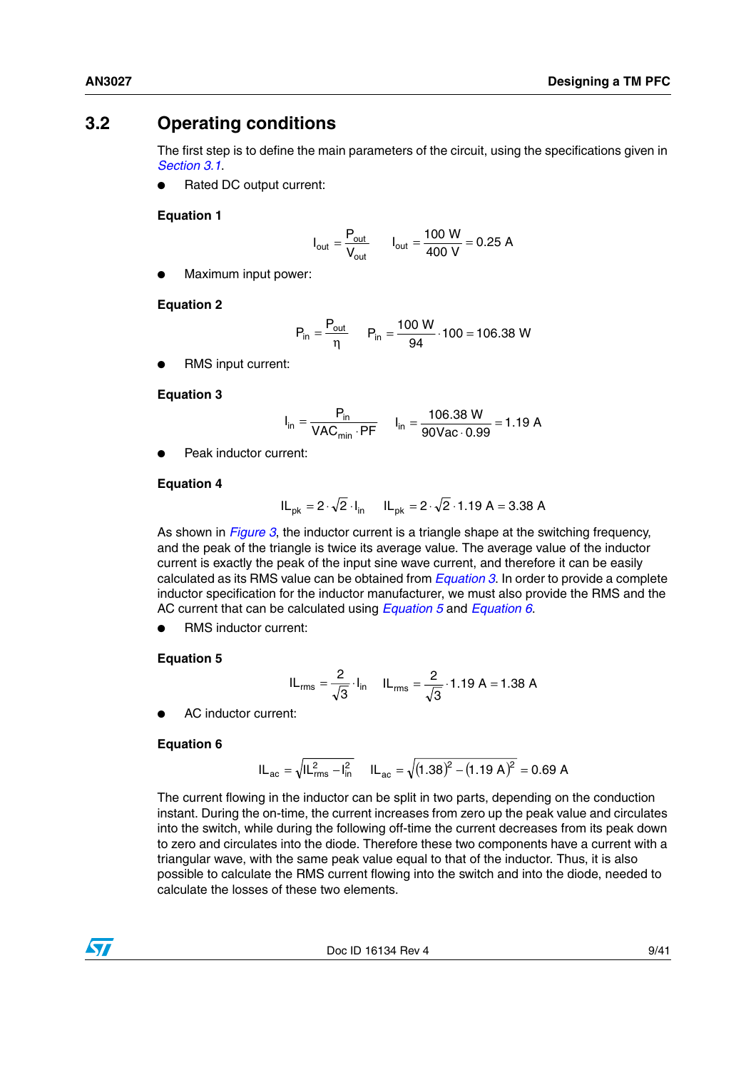## 3.2 Operating conditions

The first step is to define the main parameters of the circuit, using the specifications given in *Section 3.1*.

- Rated DC output current:

**Equation 1**

$$I_{out} = \frac{P_{out}}{V_{out}} \qquad I_{out} = \frac{100\ \text{W}}{400\ \text{V}} = 0.25\ \text{A}$$

- Maximum input power:

**Equation 2**

$$P_{in} = \frac{P_{out}}{\eta} \qquad P_{in} = \frac{100\ \text{W}}{94} \cdot 100 = 106.38\ \text{W}$$

- RMS input current:

**Equation 3**

$$I_{in} = \frac{P_{in}}{VAC_{min} \cdot PF} \qquad I_{in} = \frac{106.38\ \text{W}}{90\text{Vac} \cdot 0.99} = 1.19\ \text{A}$$

- Peak inductor current:

**Equation 4**

$$IL_{pk} = 2 \cdot \sqrt{2} \cdot I_{in} \qquad IL_{pk} = 2 \cdot \sqrt{2} \cdot 1.19\ \text{A} = 3.38\ \text{A}$$

As shown in *Figure 3*, the inductor current is a triangle shape at the switching frequency, and the peak of the triangle is twice its average value. The average value of the inductor current is exactly the peak of the input sine wave current, and therefore it can be easily calculated as its RMS value can be obtained from *Equation 3*. In order to provide a complete inductor specification for the inductor manufacturer, we must also provide the RMS and the AC current that can be calculated using *Equation 5* and *Equation 6*.

- RMS inductor current:

**Equation 5**

$$IL_{rms} = \frac{2}{\sqrt{3}} \cdot I_{in} \qquad IL_{rms} = \frac{2}{\sqrt{3}} \cdot 1.19\ \text{A} = 1.38\ \text{A}$$

- AC inductor current:

**Equation 6**

$$IL_{ac} = \sqrt{IL_{rms}^2 - I_{in}^2} \qquad IL_{ac} = \sqrt{(1.38)^2 - (1.19\ \text{A})^2} = 0.69\ \text{A}$$

The current flowing in the inductor can be split in two parts, depending on the conduction instant. During the on-time, the current increases from zero up the peak value and circulates into the switch, while during the following off-time the current decreases from its peak down to zero and circulates into the diode. Therefore these two components have a current with a triangular wave, with the same peak value equal to that of the inductor. Thus, it is also possible to calculate the RMS current flowing into the switch and into the diode, needed to calculate the losses of these two elements.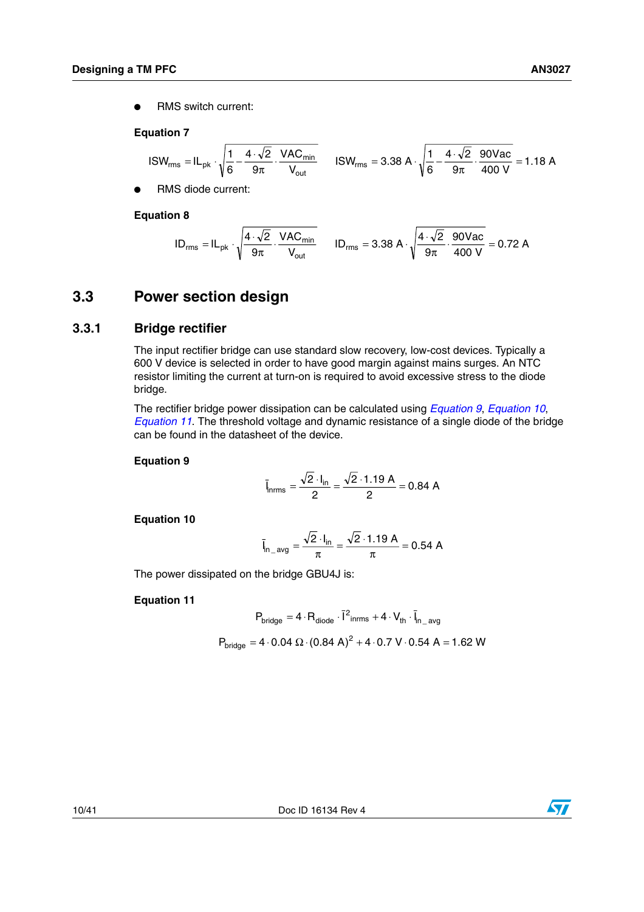- RMS switch current:

**Equation 7**

$$ISW_{rms} = IL_{pk} \cdot \sqrt{\frac{1}{6} - \frac{4 \cdot \sqrt{2}}{9\pi} \cdot \frac{VAC_{min}}{V_{out}}} \qquad ISW_{rms} = 3.38\ A \cdot \sqrt{\frac{1}{6} - \frac{4 \cdot \sqrt{2}}{9\pi} \cdot \frac{90Vac}{400\ V}} = 1.18\ A$$

- RMS diode current:

**Equation 8**

$$ID_{rms} = IL_{pk} \cdot \sqrt{\frac{4 \cdot \sqrt{2}}{9\pi} \cdot \frac{VAC_{min}}{V_{out}}} \qquad ID_{rms} = 3.38\ A \cdot \sqrt{\frac{4 \cdot \sqrt{2}}{9\pi} \cdot \frac{90Vac}{400\ V}} = 0.72\ A$$

## 3.3 Power section design

### 3.3.1 Bridge rectifier

The input rectifier bridge can use standard slow recovery, low-cost devices. Typically a 600 V device is selected in order to have good margin against mains surges. An NTC resistor limiting the current at turn-on is required to avoid excessive stress to the diode bridge.

The rectifier bridge power dissipation can be calculated using *Equation 9*, *Equation 10*, *Equation 11*. The threshold voltage and dynamic resistance of a single diode of the bridge can be found in the datasheet of the device.

**Equation 9**

$$\bar{I}_{inrms} = \frac{\sqrt{2} \cdot I_{in}}{2} = \frac{\sqrt{2} \cdot 1.19\ A}{2} = 0.84\ A$$

**Equation 10**

$$\bar{I}_{in\_avg} = \frac{\sqrt{2} \cdot I_{in}}{\pi} = \frac{\sqrt{2} \cdot 1.19\ A}{\pi} = 0.54\ A$$

The power dissipated on the bridge GBU4J is:

**Equation 11**

$$P_{bridge} = 4 \cdot R_{diode} \cdot \bar{I}^2_{inrms} + 4 \cdot V_{th} \cdot \bar{I}_{in\_avg}$$

$$P_{bridge} = 4 \cdot 0.04\ \Omega \cdot (0.84\ A)^2 + 4 \cdot 0.7\ V \cdot 0.54\ A = 1.62\ W$$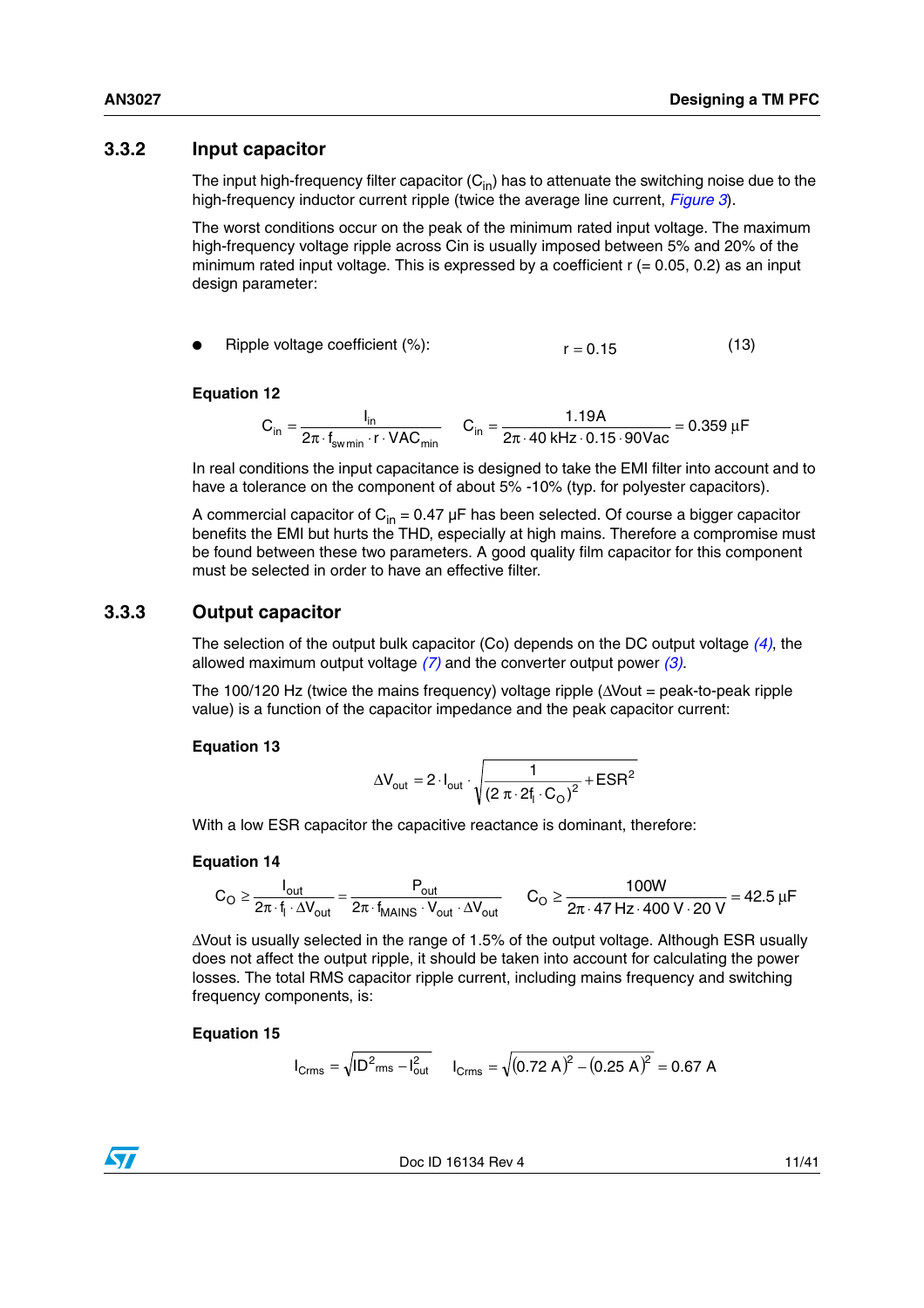### 3.3.2 Input capacitor

The input high-frequency filter capacitor ($C_{in}$) has to attenuate the switching noise due to the high-frequency inductor current ripple (twice the average line current, *Figure 3*).

The worst conditions occur on the peak of the minimum rated input voltage. The maximum high-frequency voltage ripple across Cin is usually imposed between 5% and 20% of the minimum rated input voltage. This is expressed by a coefficient r (= 0.05, 0.2) as an input design parameter:

- Ripple voltage coefficient (%): $r = 0.15$ (13)

**Equation 12**

$$C_{in} = \frac{I_{in}}{2\pi \cdot f_{sw\,min} \cdot r \cdot VAC_{min}} \qquad C_{in} = \frac{1.19A}{2\pi \cdot 40\ \text{kHz} \cdot 0.15 \cdot 90\text{Vac}} = 0.359\ \mu\text{F}$$

In real conditions the input capacitance is designed to take the EMI filter into account and to have a tolerance on the component of about 5% -10% (typ. for polyester capacitors).

A commercial capacitor of $C_{in}$ = 0.47 µF has been selected. Of course a bigger capacitor benefits the EMI but hurts the THD, especially at high mains. Therefore a compromise must be found between these two parameters. A good quality film capacitor for this component must be selected in order to have an effective filter.

### 3.3.3 Output capacitor

The selection of the output bulk capacitor (Co) depends on the DC output voltage *(4)*, the allowed maximum output voltage *(7)* and the converter output power *(3)*.

The 100/120 Hz (twice the mains frequency) voltage ripple (ΔVout = peak-to-peak ripple value) is a function of the capacitor impedance and the peak capacitor current:

**Equation 13**

$$\Delta V_{out} = 2 \cdot I_{out} \cdot \sqrt{\frac{1}{(2\pi \cdot 2f_l \cdot C_O)^2} + ESR^2}$$

With a low ESR capacitor the capacitive reactance is dominant, therefore:

**Equation 14**

$$C_O \geq \frac{I_{out}}{2\pi \cdot f_l \cdot \Delta V_{out}} = \frac{P_{out}}{2\pi \cdot f_{MAINS} \cdot V_{out} \cdot \Delta V_{out}} \qquad C_O \geq \frac{100W}{2\pi \cdot 47\ \text{Hz} \cdot 400\ \text{V} \cdot 20\ \text{V}} = 42.5\ \mu\text{F}$$

ΔVout is usually selected in the range of 1.5% of the output voltage. Although ESR usually does not affect the output ripple, it should be taken into account for calculating the power losses. The total RMS capacitor ripple current, including mains frequency and switching frequency components, is:

**Equation 15**

$$I_{Crms} = \sqrt{ID^2_{rms} - I^2_{out}} \qquad I_{Crms} = \sqrt{(0.72\ \text{A})^2 - (0.25\ \text{A})^2} = 0.67\ \text{A}$$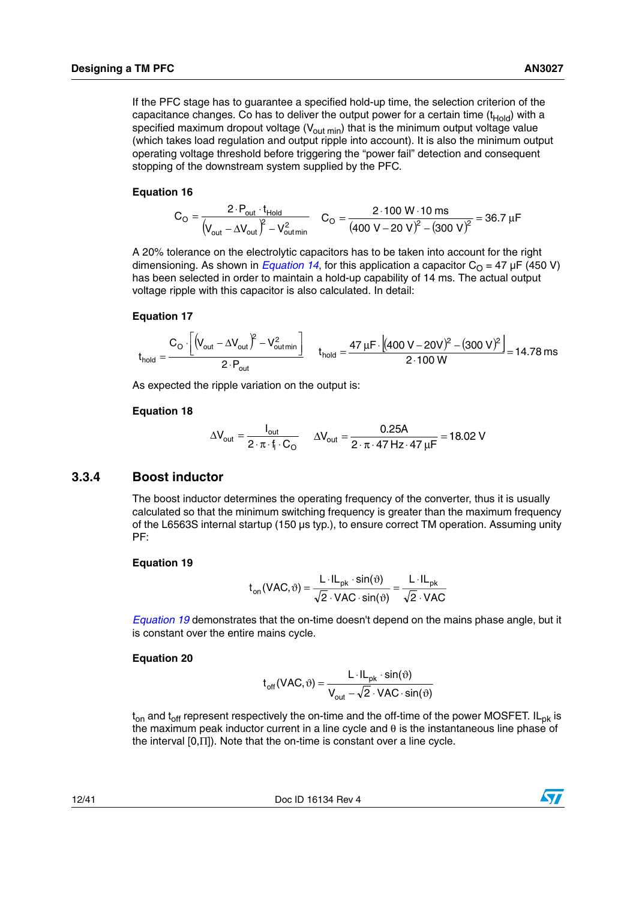If the PFC stage has to guarantee a specified hold-up time, the selection criterion of the capacitance changes. Co has to deliver the output power for a certain time ($t_{Hold}$) with a specified maximum dropout voltage ($V_{out\ min}$) that is the minimum output voltage value (which takes load regulation and output ripple into account). It is also the minimum output operating voltage threshold before triggering the "power fail" detection and consequent stopping of the downstream system supplied by the PFC.

**Equation 16**

$$C_O = \frac{2 \cdot P_{out} \cdot t_{Hold}}{\left(V_{out} - \Delta V_{out}\right)^2 - V_{out\,min}^2} \qquad C_O = \frac{2 \cdot 100\ \text{W} \cdot 10\ \text{ms}}{(400\ \text{V} - 20\ \text{V})^2 - (300\ \text{V})^2} = 36.7\ \mu\text{F}$$

A 20% tolerance on the electrolytic capacitors has to be taken into account for the right dimensioning. As shown in *Equation 14*, for this application a capacitor $C_O$ = 47 µF (450 V) has been selected in order to maintain a hold-up capability of 14 ms. The actual output voltage ripple with this capacitor is also calculated. In detail:

**Equation 17**

$$t_{hold} = \frac{C_O \cdot \left[\left(V_{out} - \Delta V_{out}\right)^2 - V_{out\,min}^2\right]}{2 \cdot P_{out}} \qquad t_{hold} = \frac{47\ \mu\text{F} \cdot \left[(400\ \text{V} - 20\text{V})^2 - (300\ \text{V})^2\right]}{2 \cdot 100\ \text{W}} = 14.78\ \text{ms}$$

As expected the ripple variation on the output is:

**Equation 18**

$$\Delta V_{out} = \frac{I_{out}}{2 \cdot \pi \cdot f_l \cdot C_O} \qquad \Delta V_{out} = \frac{0.25\text{A}}{2 \cdot \pi \cdot 47\ \text{Hz} \cdot 47\ \mu\text{F}} = 18.02\ \text{V}$$

### 3.3.4 Boost inductor

The boost inductor determines the operating frequency of the converter, thus it is usually calculated so that the minimum switching frequency is greater than the maximum frequency of the L6563S internal startup (150 µs typ.), to ensure correct TM operation. Assuming unity PF:

**Equation 19**

$$t_{on}(VAC, \vartheta) = \frac{L \cdot IL_{pk} \cdot \sin(\vartheta)}{\sqrt{2} \cdot VAC \cdot \sin(\vartheta)} = \frac{L \cdot IL_{pk}}{\sqrt{2} \cdot VAC}$$

*Equation 19* demonstrates that the on-time doesn't depend on the mains phase angle, but it is constant over the entire mains cycle.

**Equation 20**

$$t_{off}(VAC, \vartheta) = \frac{L \cdot IL_{pk} \cdot \sin(\vartheta)}{V_{out} - \sqrt{2} \cdot VAC \cdot \sin(\vartheta)}$$

$t_{on}$ and $t_{off}$ represent respectively the on-time and the off-time of the power MOSFET. $IL_{pk}$ is the maximum peak inductor current in a line cycle and $\theta$ is the instantaneous line phase of the interval $[0,\Pi]$). Note that the on-time is constant over a line cycle.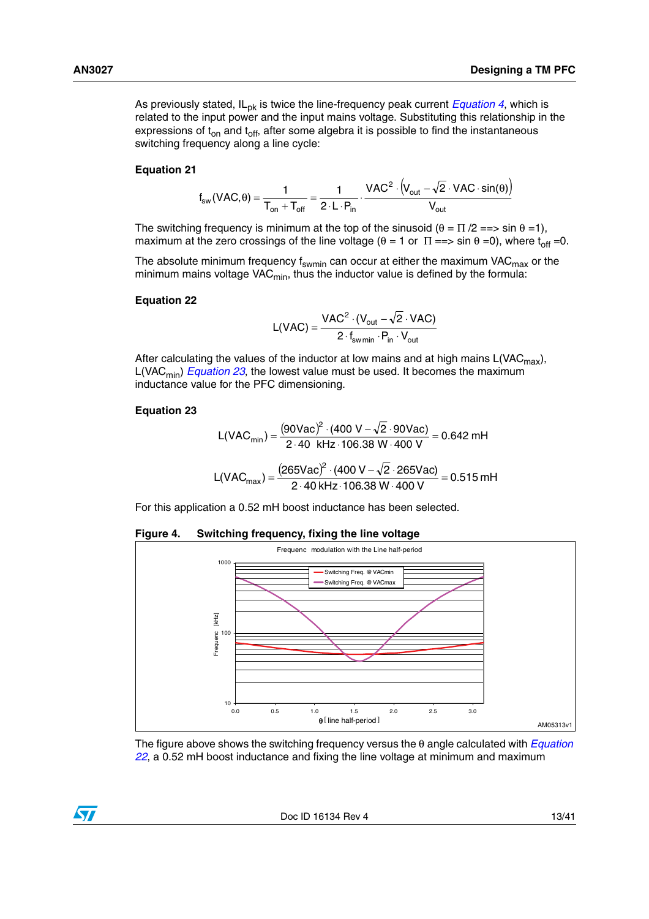As previously stated, $IL_{pk}$ is twice the line-frequency peak current *Equation 4*, which is related to the input power and the input mains voltage. Substituting this relationship in the expressions of $t_{on}$ and $t_{off}$, after some algebra it is possible to find the instantaneous switching frequency along a line cycle:

**Equation 21**

$$f_{sw}(VAC,\theta) = \frac{1}{T_{on} + T_{off}} = \frac{1}{2 \cdot L \cdot P_{in}} \cdot \frac{VAC^2 \cdot \left(V_{out} - \sqrt{2} \cdot VAC \cdot \sin(\theta)\right)}{V_{out}}$$

The switching frequency is minimum at the top of the sinusoid ($\theta = \Pi/2$ ==> $\sin\theta = 1$), maximum at the zero crossings of the line voltage ($\theta = 1$ or $\Pi$ ==> $\sin\theta = 0$), where $t_{off} = 0$.

The absolute minimum frequency $f_{swmin}$ can occur at either the maximum $VAC_{max}$ or the minimum mains voltage $VAC_{min}$, thus the inductor value is defined by the formula:

**Equation 22**

$$L(VAC) = \frac{VAC^2 \cdot (V_{out} - \sqrt{2} \cdot VAC)}{2 \cdot f_{sw\,min} \cdot P_{in} \cdot V_{out}}$$

After calculating the values of the inductor at low mains and at high mains $L(VAC_{max})$, $L(VAC_{min})$ *Equation 23*, the lowest value must be used. It becomes the maximum inductance value for the PFC dimensioning.

**Equation 23**

$$L(VAC_{min}) = \frac{(90Vac)^2 \cdot (400\text{ V} - \sqrt{2} \cdot 90Vac)}{2 \cdot 40\text{ kHz} \cdot 106.38\text{ W} \cdot 400\text{ V}} = 0.642\text{ mH}$$

$$L(VAC_{max}) = \frac{(265Vac)^2 \cdot (400\text{ V} - \sqrt{2} \cdot 265Vac)}{2 \cdot 40\text{ kHz} \cdot 106.38\text{ W} \cdot 400\text{ V}} = 0.515\text{ mH}$$

For this application a 0.52 mH boost inductance has been selected.

**Figure 4. Switching frequency, fixing the line voltage**

The figure above shows the switching frequency versus the $\theta$ angle calculated with *Equation 22*, a 0.52 mH boost inductance and fixing the line voltage at minimum and maximum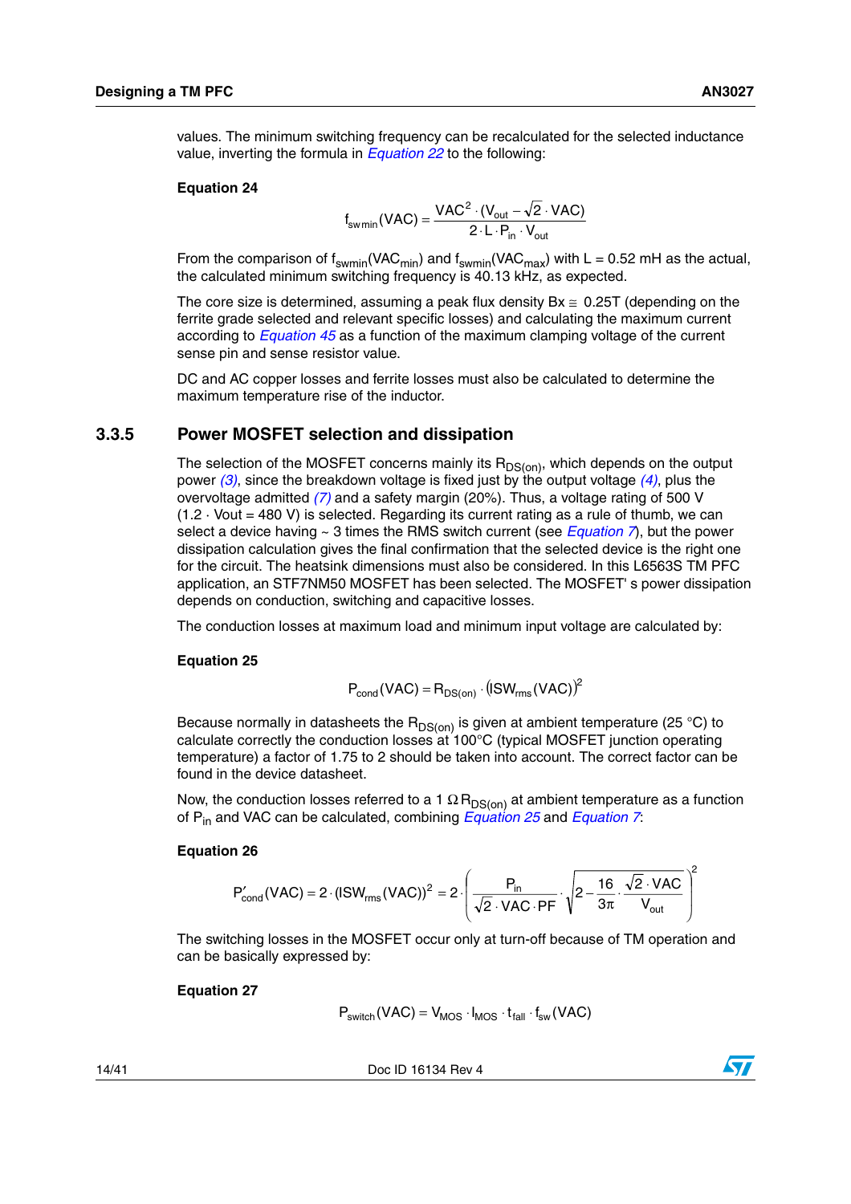values. The minimum switching frequency can be recalculated for the selected inductance value, inverting the formula in *Equation 22* to the following:

**Equation 24**

$$f_{swmin}(VAC) = \frac{VAC^2 \cdot (V_{out} - \sqrt{2} \cdot VAC)}{2 \cdot L \cdot P_{in} \cdot V_{out}}$$

From the comparison of $f_{swmin}(VAC_{min})$ and $f_{swmin}(VAC_{max})$ with L = 0.52 mH as the actual, the calculated minimum switching frequency is 40.13 kHz, as expected.

The core size is determined, assuming a peak flux density Bx ≅ 0.25T (depending on the ferrite grade selected and relevant specific losses) and calculating the maximum current according to *Equation 45* as a function of the maximum clamping voltage of the current sense pin and sense resistor value.

DC and AC copper losses and ferrite losses must also be calculated to determine the maximum temperature rise of the inductor.

### 3.3.5 Power MOSFET selection and dissipation

The selection of the MOSFET concerns mainly its $R_{DS(on)}$, which depends on the output power *(3)*, since the breakdown voltage is fixed just by the output voltage *(4)*, plus the overvoltage admitted *(7)* and a safety margin (20%). Thus, a voltage rating of 500 V (1.2 · Vout = 480 V) is selected. Regarding its current rating as a rule of thumb, we can select a device having ~ 3 times the RMS switch current (see *Equation 7*), but the power dissipation calculation gives the final confirmation that the selected device is the right one for the circuit. The heatsink dimensions must also be considered. In this L6563S TM PFC application, an STF7NM50 MOSFET has been selected. The MOSFET' s power dissipation depends on conduction, switching and capacitive losses.

The conduction losses at maximum load and minimum input voltage are calculated by:

**Equation 25**

$$P_{cond}(VAC) = R_{DS(on)} \cdot (ISW_{rms}(VAC))^2$$

Because normally in datasheets the $R_{DS(on)}$ is given at ambient temperature (25 °C) to calculate correctly the conduction losses at 100°C (typical MOSFET junction operating temperature) a factor of 1.75 to 2 should be taken into account. The correct factor can be found in the device datasheet.

Now, the conduction losses referred to a 1 Ω $R_{DS(on)}$ at ambient temperature as a function of $P_{in}$ and VAC can be calculated, combining *Equation 25* and *Equation 7*:

**Equation 26**

$$P'_{cond}(VAC) = 2 \cdot (ISW_{rms}(VAC))^2 = 2 \cdot \left( \frac{P_{in}}{\sqrt{2} \cdot VAC \cdot PF} \cdot \sqrt{2 - \frac{16}{3\pi} \cdot \frac{\sqrt{2} \cdot VAC}{V_{out}}} \right)^2$$

The switching losses in the MOSFET occur only at turn-off because of TM operation and can be basically expressed by:

**Equation 27**

$$P_{switch}(VAC) = V_{MOS} \cdot I_{MOS} \cdot t_{fall} \cdot f_{sw}(VAC)$$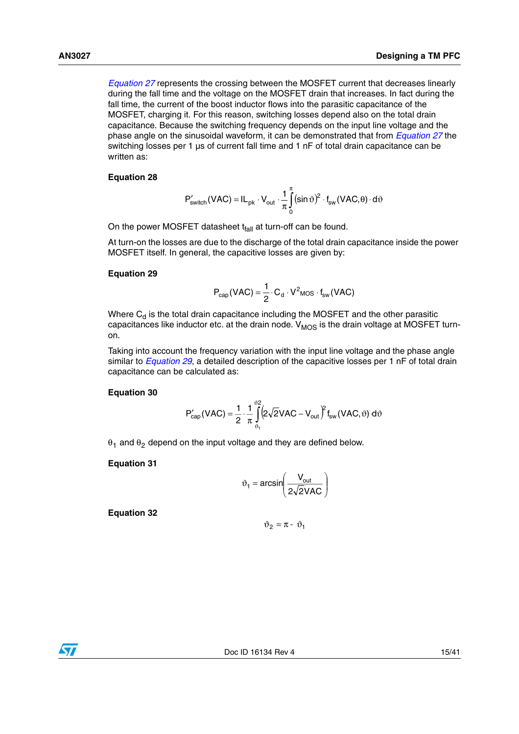*Equation 27* represents the crossing between the MOSFET current that decreases linearly during the fall time and the voltage on the MOSFET drain that increases. In fact during the fall time, the current of the boost inductor flows into the parasitic capacitance of the MOSFET, charging it. For this reason, switching losses depend also on the total drain capacitance. Because the switching frequency depends on the input line voltage and the phase angle on the sinusoidal waveform, it can be demonstrated that from *Equation 27* the switching losses per 1 µs of current fall time and 1 nF of total drain capacitance can be written as:

**Equation 28**

$$P'_{switch}(VAC) = IL_{pk} \cdot V_{out} \cdot \frac{1}{\pi}\int_{0}^{\pi}(\sin\vartheta)^2 \cdot f_{sw}(VAC,\theta) \cdot d\vartheta$$

On the power MOSFET datasheet $t_{fall}$ at turn-off can be found.

At turn-on the losses are due to the discharge of the total drain capacitance inside the power MOSFET itself. In general, the capacitive losses are given by:

**Equation 29**

$$P_{cap}(VAC) = \frac{1}{2} \cdot C_d \cdot V^2{}_{MOS} \cdot f_{sw}(VAC)$$

Where $C_d$ is the total drain capacitance including the MOSFET and the other parasitic capacitances like inductor etc. at the drain node. $V_{MOS}$ is the drain voltage at MOSFET turn-on.

Taking into account the frequency variation with the input line voltage and the phase angle similar to *Equation 29*, a detailed description of the capacitive losses per 1 nF of total drain capacitance can be calculated as:

**Equation 30**

$$P'_{cap}(VAC) = \frac{1}{2} \cdot \frac{1}{\pi}\int_{\vartheta_1}^{\vartheta 2}\left(2\sqrt{2}VAC - V_{out}\right)^2 f_{sw}(VAC,\vartheta) \cdot d\vartheta$$

$\theta_1$ and $\theta_2$ depend on the input voltage and they are defined below.

**Equation 31**

$$\vartheta_1 = \arcsin\left(\frac{V_{out}}{2\sqrt{2}VAC}\right)$$

**Equation 32**

$$\vartheta_2 = \pi - \vartheta_1$$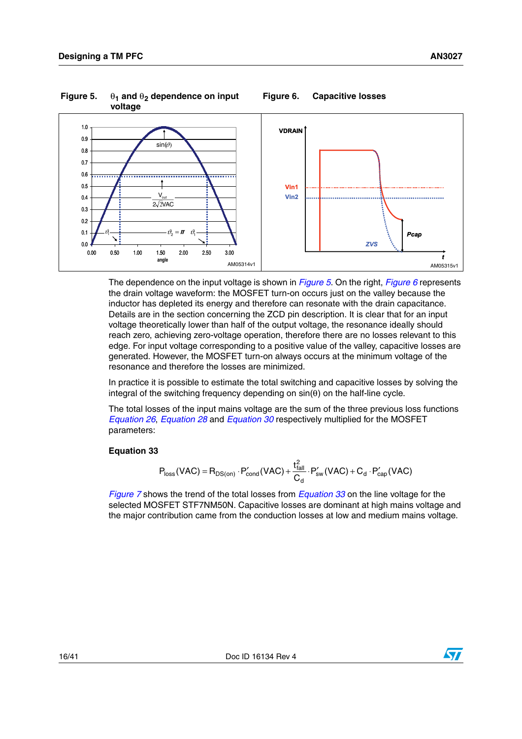Figure 5. $\theta_1$ and $\theta_2$ dependence on input voltage

Figure 6. Capacitive losses

The dependence on the input voltage is shown in *Figure 5*. On the right, *Figure 6* represents the drain voltage waveform: the MOSFET turn-on occurs just on the valley because the inductor has depleted its energy and therefore can resonate with the drain capacitance. Details are in the section concerning the ZCD pin description. It is clear that for an input voltage theoretically lower than half of the output voltage, the resonance ideally should reach zero, achieving zero-voltage operation, therefore there are no losses relevant to this edge. For input voltage corresponding to a positive value of the valley, capacitive losses are generated. However, the MOSFET turn-on always occurs at the minimum voltage of the resonance and therefore the losses are minimized.

In practice it is possible to estimate the total switching and capacitive losses by solving the integral of the switching frequency depending on sin($\theta$) on the half-line cycle.

The total losses of the input mains voltage are the sum of the three previous loss functions *Equation 26*, *Equation 28* and *Equation 30* respectively multiplied for the MOSFET parameters:

**Equation 33**

$$P_{loss}(VAC) = R_{DS(on)} \cdot P'_{cond}(VAC) + \frac{t_{fall}^2}{C_d} \cdot P'_{sw}(VAC) + C_d \cdot P'_{cap}(VAC)$$

*Figure 7* shows the trend of the total losses from *Equation 33* on the line voltage for the selected MOSFET STF7NM50N. Capacitive losses are dominant at high mains voltage and the major contribution came from the conduction losses at low and medium mains voltage.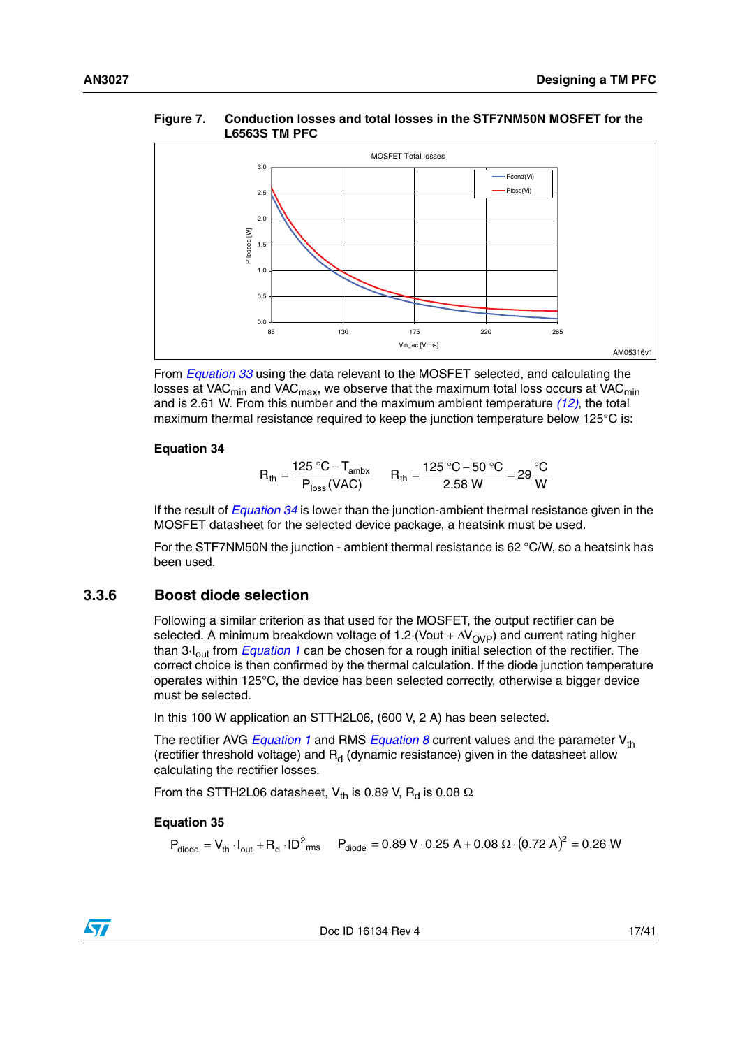**Figure 7. Conduction losses and total losses in the STF7NM50N MOSFET for the L6563S TM PFC**

From *Equation 33* using the data relevant to the MOSFET selected, and calculating the losses at $VAC_{min}$ and $VAC_{max}$, we observe that the maximum total loss occurs at $VAC_{min}$ and is 2.61 W. From this number and the maximum ambient temperature *(12)*, the total maximum thermal resistance required to keep the junction temperature below 125°C is:

**Equation 34**

$$R_{th} = \frac{125\ °C - T_{ambx}}{P_{loss}(VAC)} \qquad R_{th} = \frac{125\ °C - 50\ °C}{2.58\ W} = 29\frac{°C}{W}$$

If the result of *Equation 34* is lower than the junction-ambient thermal resistance given in the MOSFET datasheet for the selected device package, a heatsink must be used.

For the STF7NM50N the junction - ambient thermal resistance is 62 °C/W, so a heatsink has been used.

### 3.3.6 Boost diode selection

Following a similar criterion as that used for the MOSFET, the output rectifier can be selected. A minimum breakdown voltage of $1.2 \cdot (Vout + \Delta V_{OVP})$ and current rating higher than $3 \cdot I_{out}$ from *Equation 1* can be chosen for a rough initial selection of the rectifier. The correct choice is then confirmed by the thermal calculation. If the diode junction temperature operates within 125°C, the device has been selected correctly, otherwise a bigger device must be selected.

In this 100 W application an STTH2L06, (600 V, 2 A) has been selected.

The rectifier AVG *Equation 1* and RMS *Equation 8* current values and the parameter $V_{th}$ (rectifier threshold voltage) and $R_d$ (dynamic resistance) given in the datasheet allow calculating the rectifier losses.

From the STTH2L06 datasheet, $V_{th}$ is 0.89 V, $R_d$ is 0.08 Ω

**Equation 35**

$$P_{diode} = V_{th} \cdot I_{out} + R_d \cdot ID^2_{rms} \qquad P_{diode} = 0.89\ V \cdot 0.25\ A + 0.08\ \Omega \cdot (0.72\ A)^2 = 0.26\ W$$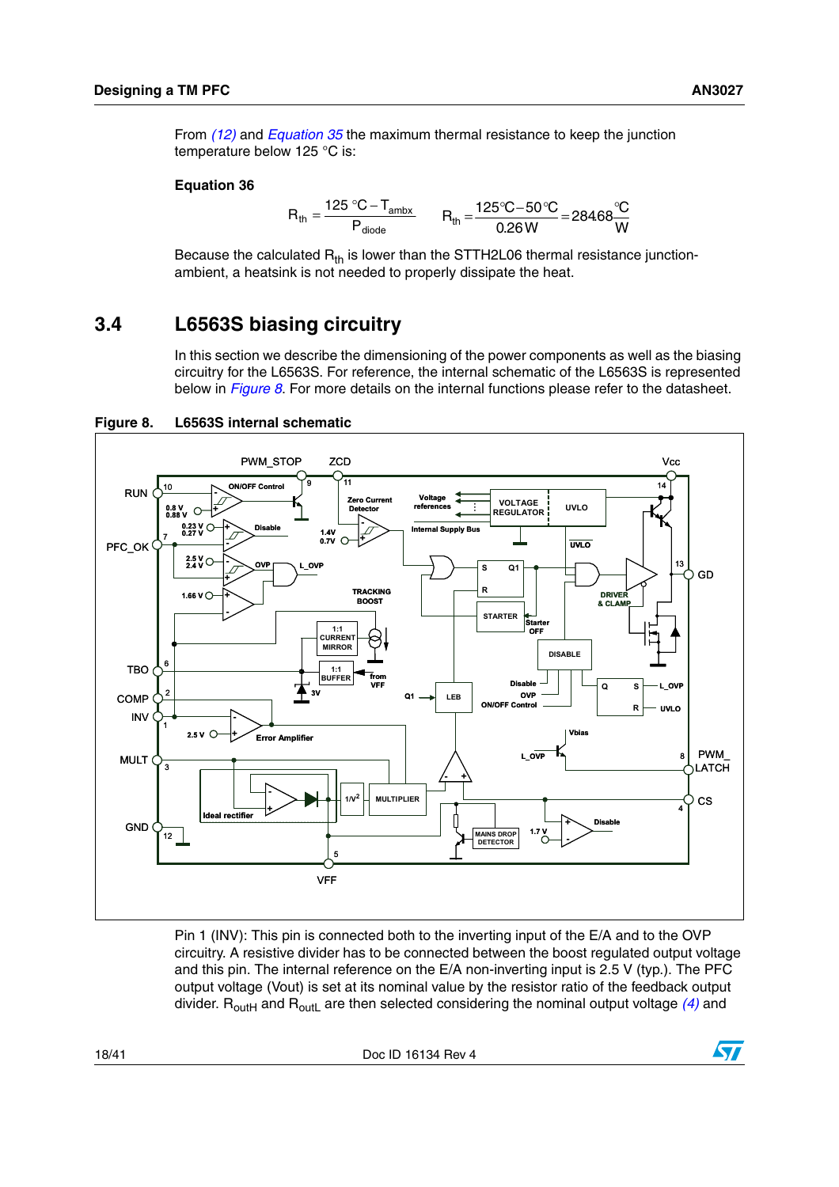From *(12)* and *Equation 35* the maximum thermal resistance to keep the junction temperature below 125 °C is:

**Equation 36**

$$R_{th} = \frac{125\ °C - T_{ambx}}{P_{diode}} \qquad R_{th} = \frac{125°C - 50°C}{0.26\,W} = 284.68\frac{°C}{W}$$

Because the calculated $R_{th}$ is lower than the STTH2L06 thermal resistance junction-ambient, a heatsink is not needed to properly dissipate the heat.

## 3.4 L6563S biasing circuitry

In this section we describe the dimensioning of the power components as well as the biasing circuitry for the L6563S. For reference, the internal schematic of the L6563S is represented below in *Figure 8*. For more details on the internal functions please refer to the datasheet.

**Figure 8. L6563S internal schematic**

Pin 1 (INV): This pin is connected both to the inverting input of the E/A and to the OVP circuitry. A resistive divider has to be connected between the boost regulated output voltage and this pin. The internal reference on the E/A non-inverting input is 2.5 V (typ.). The PFC output voltage (Vout) is set at its nominal value by the resistor ratio of the feedback output divider. $R_{outH}$ and $R_{outL}$ are then selected considering the nominal output voltage *(4)* and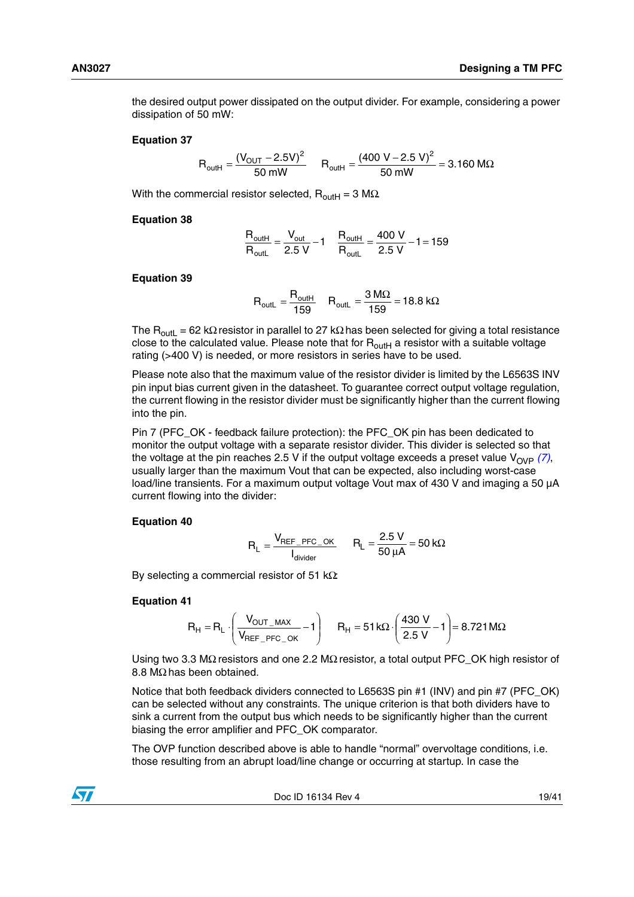the desired output power dissipated on the output divider. For example, considering a power dissipation of 50 mW:

**Equation 37**

$$R_{outH} = \frac{(V_{OUT} - 2.5V)^2}{50\ mW} \qquad R_{outH} = \frac{(400\ V - 2.5\ V)^2}{50\ mW} = 3.160\ M\Omega$$

With the commercial resistor selected, $R_{outH}$ = 3 MΩ

**Equation 38**

$$\frac{R_{outH}}{R_{outL}} = \frac{V_{out}}{2.5\ V} - 1 \qquad \frac{R_{outH}}{R_{outL}} = \frac{400\ V}{2.5\ V} - 1 = 159$$

**Equation 39**

$$R_{outL} = \frac{R_{outH}}{159} \qquad R_{outL} = \frac{3\ M\Omega}{159} = 18.8\ k\Omega$$

The $R_{outL}$ = 62 kΩ resistor in parallel to 27 kΩ has been selected for giving a total resistance close to the calculated value. Please note that for $R_{outH}$ a resistor with a suitable voltage rating (>400 V) is needed, or more resistors in series have to be used.

Please note also that the maximum value of the resistor divider is limited by the L6563S INV pin input bias current given in the datasheet. To guarantee correct output voltage regulation, the current flowing in the resistor divider must be significantly higher than the current flowing into the pin.

Pin 7 (PFC_OK - feedback failure protection): the PFC_OK pin has been dedicated to monitor the output voltage with a separate resistor divider. This divider is selected so that the voltage at the pin reaches 2.5 V if the output voltage exceeds a preset value $V_{OVP}$ *(7)*, usually larger than the maximum Vout that can be expected, also including worst-case load/line transients. For a maximum output voltage Vout max of 430 V and imaging a 50 µA current flowing into the divider:

**Equation 40**

$$R_L = \frac{V_{REF\_PFC\_OK}}{I_{divider}} \qquad R_L = \frac{2.5\ V}{50\ \mu A} = 50\ k\Omega$$

By selecting a commercial resistor of 51 kΩ:

**Equation 41**

$$R_H = R_L \cdot \left(\frac{V_{OUT\_MAX}}{V_{REF\_PFC\_OK}} - 1\right) \qquad R_H = 51\ k\Omega \cdot \left(\frac{430\ V}{2.5\ V} - 1\right) = 8.721\ M\Omega$$

Using two 3.3 MΩ resistors and one 2.2 MΩ resistor, a total output PFC_OK high resistor of 8.8 MΩ has been obtained.

Notice that both feedback dividers connected to L6563S pin #1 (INV) and pin #7 (PFC_OK) can be selected without any constraints. The unique criterion is that both dividers have to sink a current from the output bus which needs to be significantly higher than the current biasing the error amplifier and PFC_OK comparator.

The OVP function described above is able to handle "normal" overvoltage conditions, i.e. those resulting from an abrupt load/line change or occurring at startup. In case the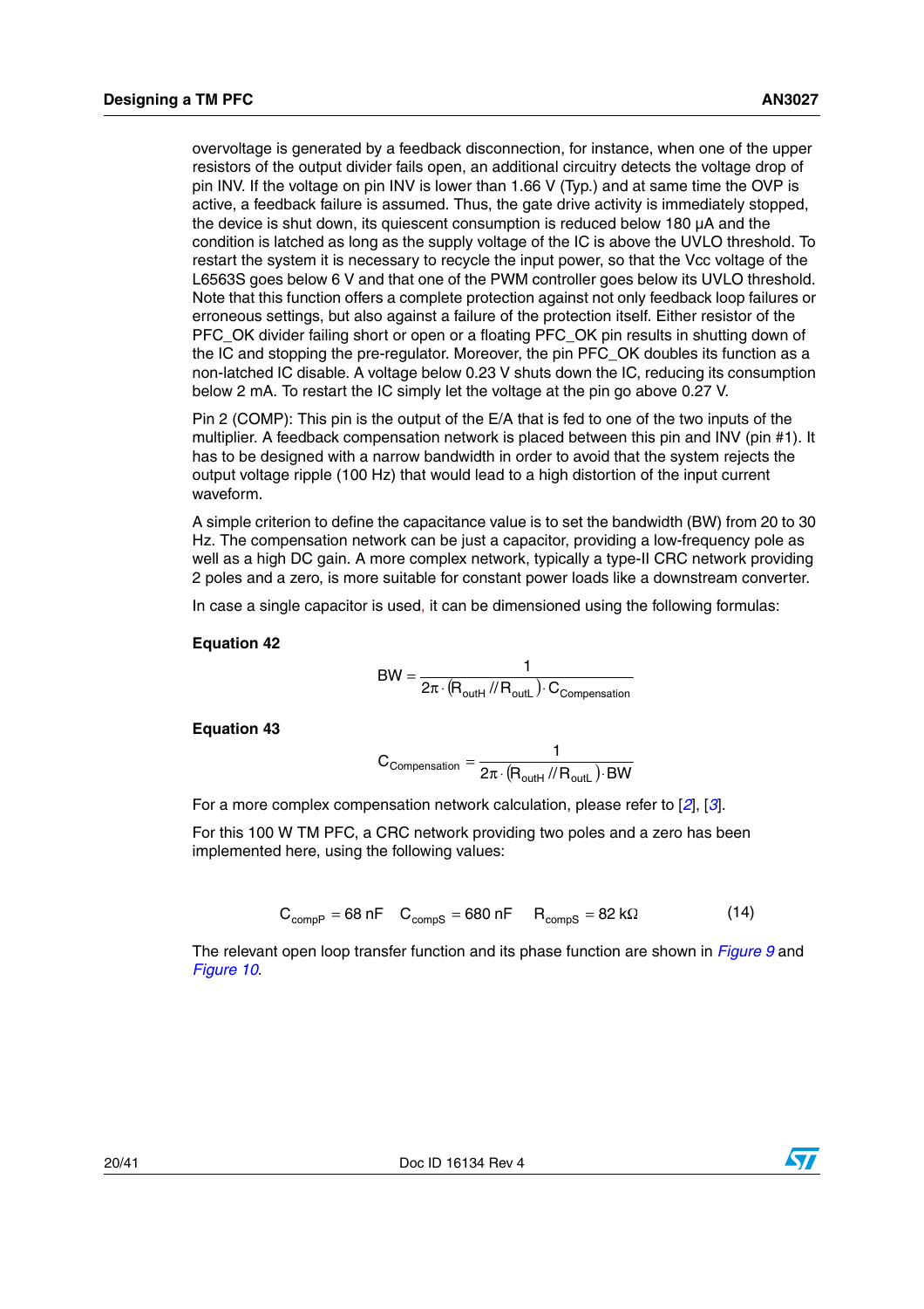overvoltage is generated by a feedback disconnection, for instance, when one of the upper resistors of the output divider fails open, an additional circuitry detects the voltage drop of pin INV. If the voltage on pin INV is lower than 1.66 V (Typ.) and at same time the OVP is active, a feedback failure is assumed. Thus, the gate drive activity is immediately stopped, the device is shut down, its quiescent consumption is reduced below 180 µA and the condition is latched as long as the supply voltage of the IC is above the UVLO threshold. To restart the system it is necessary to recycle the input power, so that the Vcc voltage of the L6563S goes below 6 V and that one of the PWM controller goes below its UVLO threshold. Note that this function offers a complete protection against not only feedback loop failures or erroneous settings, but also against a failure of the protection itself. Either resistor of the PFC_OK divider failing short or open or a floating PFC_OK pin results in shutting down of the IC and stopping the pre-regulator. Moreover, the pin PFC_OK doubles its function as a non-latched IC disable. A voltage below 0.23 V shuts down the IC, reducing its consumption below 2 mA. To restart the IC simply let the voltage at the pin go above 0.27 V.

Pin 2 (COMP): This pin is the output of the E/A that is fed to one of the two inputs of the multiplier. A feedback compensation network is placed between this pin and INV (pin #1). It has to be designed with a narrow bandwidth in order to avoid that the system rejects the output voltage ripple (100 Hz) that would lead to a high distortion of the input current waveform.

A simple criterion to define the capacitance value is to set the bandwidth (BW) from 20 to 30 Hz. The compensation network can be just a capacitor, providing a low-frequency pole as well as a high DC gain. A more complex network, typically a type-II CRC network providing 2 poles and a zero, is more suitable for constant power loads like a downstream converter.

In case a single capacitor is used, it can be dimensioned using the following formulas:

**Equation 42**

$$BW = \frac{1}{2\pi \cdot (R_{outH} // R_{outL}) \cdot C_{Compensation}}$$

**Equation 43**

$$C_{Compensation} = \frac{1}{2\pi \cdot (R_{outH} // R_{outL}) \cdot BW}$$

For a more complex compensation network calculation, please refer to [2], [3].

For this 100 W TM PFC, a CRC network providing two poles and a zero has been implemented here, using the following values:

$$C_{compP} = 68\ \text{nF} \quad C_{compS} = 680\ \text{nF} \quad R_{compS} = 82\ \text{k}\Omega \qquad (14)$$

The relevant open loop transfer function and its phase function are shown in *Figure 9* and *Figure 10*.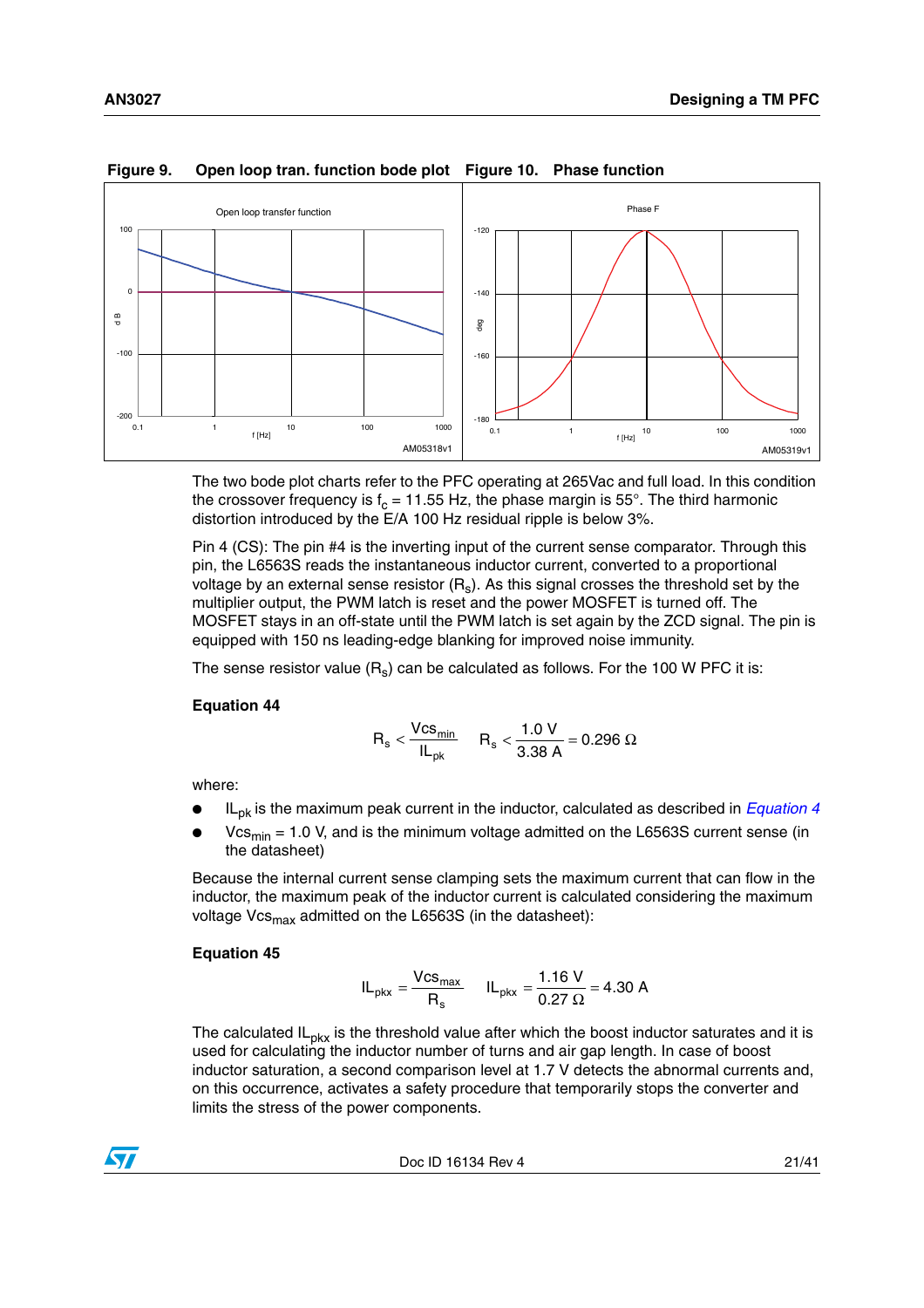**Figure 9. Open loop tran. function bode plot**

**Figure 10. Phase function**

The two bode plot charts refer to the PFC operating at 265Vac and full load. In this condition the crossover frequency is $f_c$ = 11.55 Hz, the phase margin is 55°. The third harmonic distortion introduced by the E/A 100 Hz residual ripple is below 3%.

Pin 4 (CS): The pin #4 is the inverting input of the current sense comparator. Through this pin, the L6563S reads the instantaneous inductor current, converted to a proportional voltage by an external sense resistor ($R_s$). As this signal crosses the threshold set by the multiplier output, the PWM latch is reset and the power MOSFET is turned off. The MOSFET stays in an off-state until the PWM latch is set again by the ZCD signal. The pin is equipped with 150 ns leading-edge blanking for improved noise immunity.

The sense resistor value ($R_s$) can be calculated as follows. For the 100 W PFC it is:

**Equation 44**

$$R_s < \frac{Vcs_{min}}{IL_{pk}} \qquad R_s < \frac{1.0\ V}{3.38\ A} = 0.296\ \Omega$$

where:

- $IL_{pk}$ is the maximum peak current in the inductor, calculated as described in *Equation 4*
- $Vcs_{min}$ = 1.0 V, and is the minimum voltage admitted on the L6563S current sense (in the datasheet)

Because the internal current sense clamping sets the maximum current that can flow in the inductor, the maximum peak of the inductor current is calculated considering the maximum voltage $Vcs_{max}$ admitted on the L6563S (in the datasheet):

**Equation 45**

$$IL_{pkx} = \frac{Vcs_{max}}{R_s} \qquad IL_{pkx} = \frac{1.16\ V}{0.27\ \Omega} = 4.30\ A$$

The calculated $IL_{pkx}$ is the threshold value after which the boost inductor saturates and it is used for calculating the inductor number of turns and air gap length. In case of boost inductor saturation, a second comparison level at 1.7 V detects the abnormal currents and, on this occurrence, activates a safety procedure that temporarily stops the converter and limits the stress of the power components.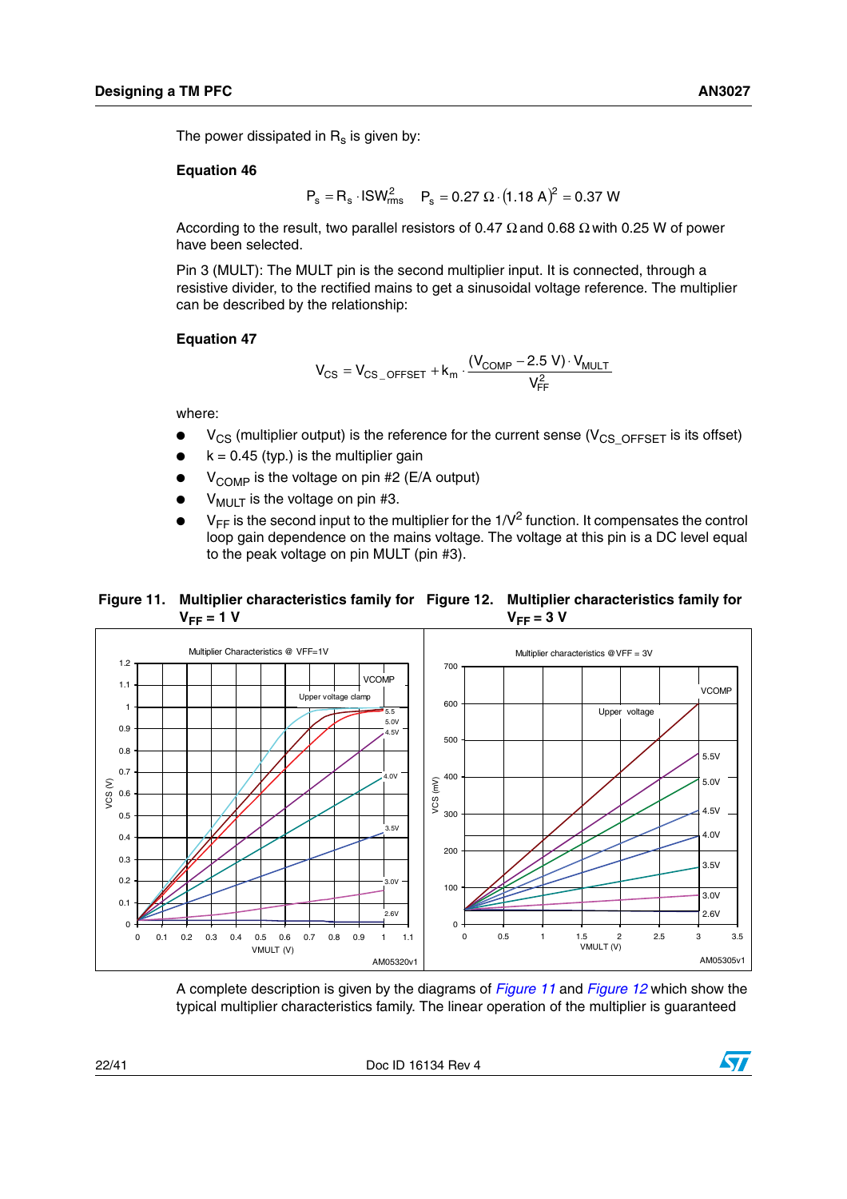The power dissipated in $R_s$ is given by:

**Equation 46**

$$P_s = R_s \cdot ISW_{rms}^2 \quad P_s = 0.27\ \Omega \cdot (1.18\ A)^2 = 0.37\ W$$

According to the result, two parallel resistors of 0.47 Ω and 0.68 Ω with 0.25 W of power have been selected.

Pin 3 (MULT): The MULT pin is the second multiplier input. It is connected, through a resistive divider, to the rectified mains to get a sinusoidal voltage reference. The multiplier can be described by the relationship:

**Equation 47**

$$V_{CS} = V_{CS\_OFFSET} + k_m \cdot \frac{(V_{COMP} - 2.5\ V) \cdot V_{MULT}}{V_{FF}^2}$$

where:

- $V_{CS}$ (multiplier output) is the reference for the current sense ($V_{CS\_OFFSET}$ is its offset)
- k = 0.45 (typ.) is the multiplier gain
- $V_{COMP}$ is the voltage on pin #2 (E/A output)
- $V_{MULT}$ is the voltage on pin #3.
- $V_{FF}$ is the second input to the multiplier for the $1/V^2$ function. It compensates the control loop gain dependence on the mains voltage. The voltage at this pin is a DC level equal to the peak voltage on pin MULT (pin #3).

**Figure 11. Multiplier characteristics family for $V_{FF}$ = 1 V**

**Figure 12. Multiplier characteristics family for $V_{FF}$ = 3 V**

A complete description is given by the diagrams of *Figure 11* and *Figure 12* which show the typical multiplier characteristics family. The linear operation of the multiplier is guaranteed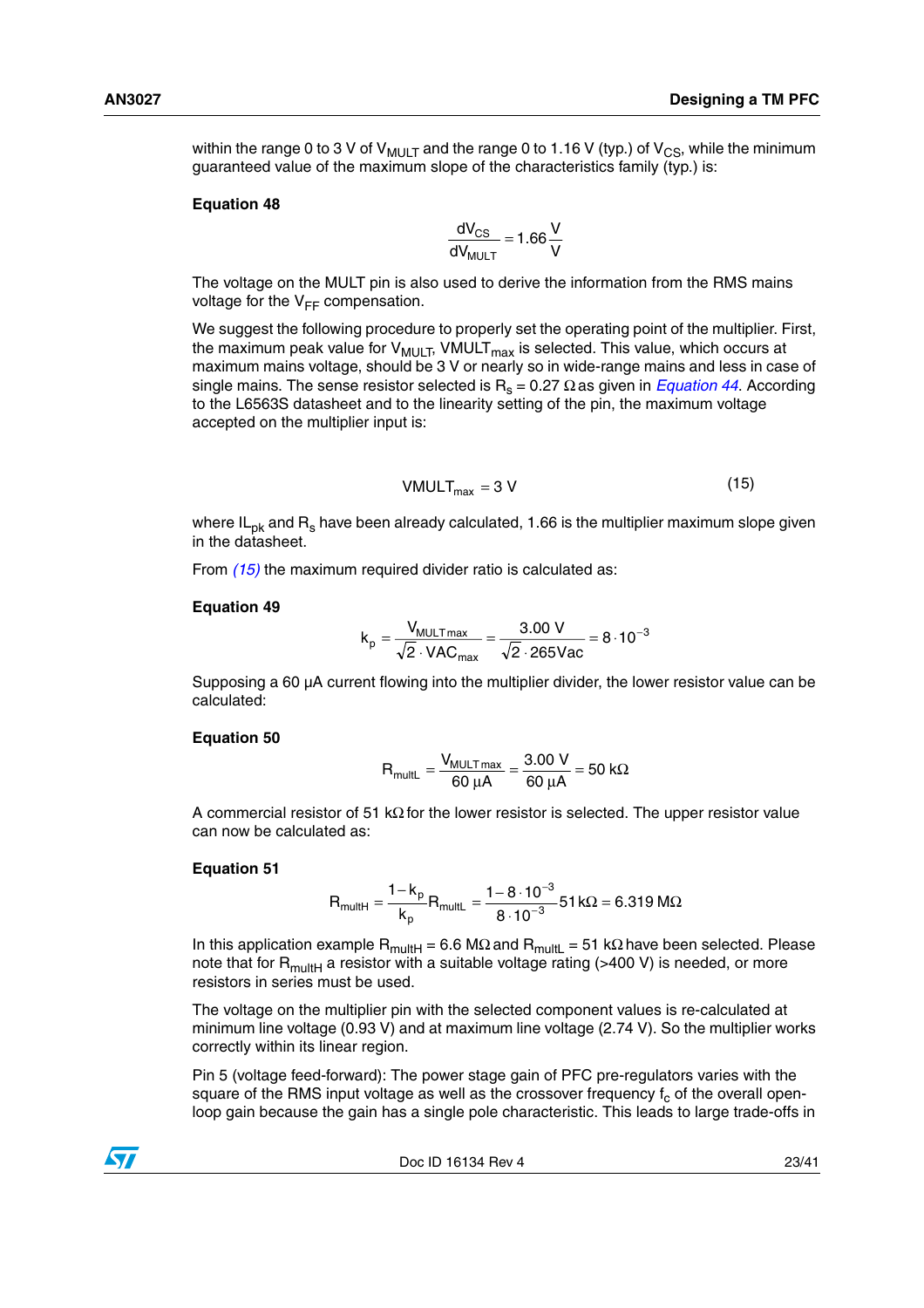within the range 0 to 3 V of $V_{MULT}$ and the range 0 to 1.16 V (typ.) of $V_{CS}$, while the minimum guaranteed value of the maximum slope of the characteristics family (typ.) is:

**Equation 48**

$$\frac{dV_{CS}}{dV_{MULT}} = 1.66\frac{V}{V}$$

The voltage on the MULT pin is also used to derive the information from the RMS mains voltage for the $V_{FF}$ compensation.

We suggest the following procedure to properly set the operating point of the multiplier. First, the maximum peak value for $V_{MULT}$, $VMULT_{max}$ is selected. This value, which occurs at maximum mains voltage, should be 3 V or nearly so in wide-range mains and less in case of single mains. The sense resistor selected is $R_s$ = 0.27 Ω as given in *Equation 44*. According to the L6563S datasheet and to the linearity setting of the pin, the maximum voltage accepted on the multiplier input is:

$$VMULT_{max} = 3\ V \tag{15}$$

where $IL_{pk}$ and $R_s$ have been already calculated, 1.66 is the multiplier maximum slope given in the datasheet.

From *(15)* the maximum required divider ratio is calculated as:

**Equation 49**

$$k_p = \frac{V_{MULT\,max}}{\sqrt{2}\cdot VAC_{max}} = \frac{3.00\ V}{\sqrt{2}\cdot 265Vac} = 8\cdot 10^{-3}$$

Supposing a 60 µA current flowing into the multiplier divider, the lower resistor value can be calculated:

**Equation 50**

$$R_{multL} = \frac{V_{MULT\,max}}{60\ \mu A} = \frac{3.00\ V}{60\ \mu A} = 50\ k\Omega$$

A commercial resistor of 51 kΩ for the lower resistor is selected. The upper resistor value can now be calculated as:

**Equation 51**

$$R_{multH} = \frac{1-k_p}{k_p}R_{multL} = \frac{1-8\cdot 10^{-3}}{8\cdot 10^{-3}}51\,k\Omega = 6.319\ M\Omega$$

In this application example $R_{multH}$ = 6.6 MΩ and $R_{multL}$ = 51 kΩ have been selected. Please note that for $R_{multH}$ a resistor with a suitable voltage rating (>400 V) is needed, or more resistors in series must be used.

The voltage on the multiplier pin with the selected component values is re-calculated at minimum line voltage (0.93 V) and at maximum line voltage (2.74 V). So the multiplier works correctly within its linear region.

Pin 5 (voltage feed-forward): The power stage gain of PFC pre-regulators varies with the square of the RMS input voltage as well as the crossover frequency $f_c$ of the overall open-loop gain because the gain has a single pole characteristic. This leads to large trade-offs in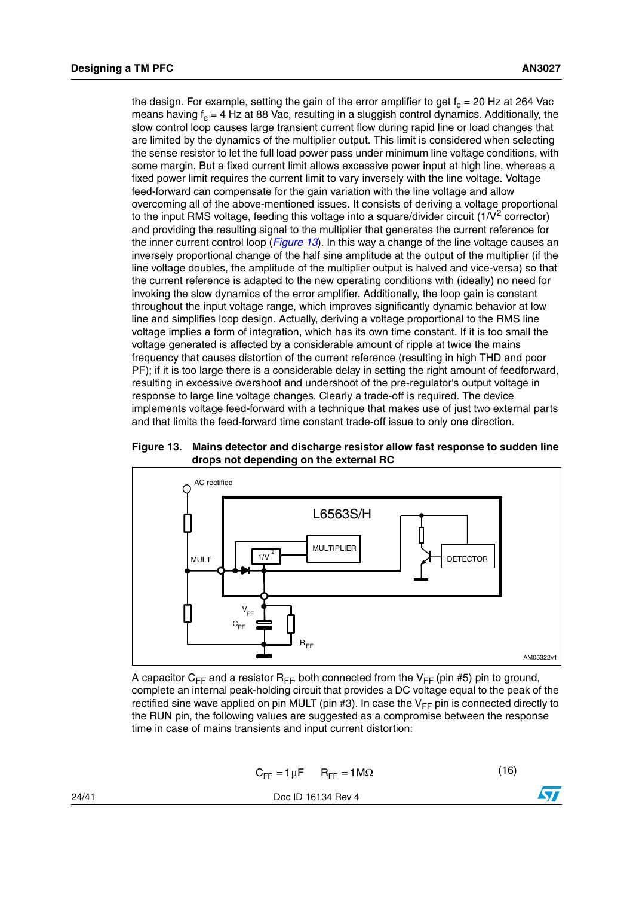the design. For example, setting the gain of the error amplifier to get $f_c$ = 20 Hz at 264 Vac means having $f_c$ = 4 Hz at 88 Vac, resulting in a sluggish control dynamics. Additionally, the slow control loop causes large transient current flow during rapid line or load changes that are limited by the dynamics of the multiplier output. This limit is considered when selecting the sense resistor to let the full load power pass under minimum line voltage conditions, with some margin. But a fixed current limit allows excessive power input at high line, whereas a fixed power limit requires the current limit to vary inversely with the line voltage. Voltage feed-forward can compensate for the gain variation with the line voltage and allow overcoming all of the above-mentioned issues. It consists of deriving a voltage proportional to the input RMS voltage, feeding this voltage into a square/divider circuit ($1/V^2$ corrector) and providing the resulting signal to the multiplier that generates the current reference for the inner current control loop (*Figure 13*). In this way a change of the line voltage causes an inversely proportional change of the half sine amplitude at the output of the multiplier (if the line voltage doubles, the amplitude of the multiplier output is halved and vice-versa) so that the current reference is adapted to the new operating conditions with (ideally) no need for invoking the slow dynamics of the error amplifier. Additionally, the loop gain is constant throughout the input voltage range, which improves significantly dynamic behavior at low line and simplifies loop design. Actually, deriving a voltage proportional to the RMS line voltage implies a form of integration, which has its own time constant. If it is too small the voltage generated is affected by a considerable amount of ripple at twice the mains frequency that causes distortion of the current reference (resulting in high THD and poor PF); if it is too large there is a considerable delay in setting the right amount of feedforward, resulting in excessive overshoot and undershoot of the pre-regulator's output voltage in response to large line voltage changes. Clearly a trade-off is required. The device implements voltage feed-forward with a technique that makes use of just two external parts and that limits the feed-forward time constant trade-off issue to only one direction.

**Figure 13. Mains detector and discharge resistor allow fast response to sudden line drops not depending on the external RC**

A capacitor $C_{FF}$ and a resistor $R_{FF}$, both connected from the $V_{FF}$ (pin #5) pin to ground, complete an internal peak-holding circuit that provides a DC voltage equal to the peak of the rectified sine wave applied on pin MULT (pin #3). In case the $V_{FF}$ pin is connected directly to the RUN pin, the following values are suggested as a compromise between the response time in case of mains transients and input current distortion:

$$C_{FF} = 1\,\mu F \qquad R_{FF} = 1\,M\Omega \tag{16}$$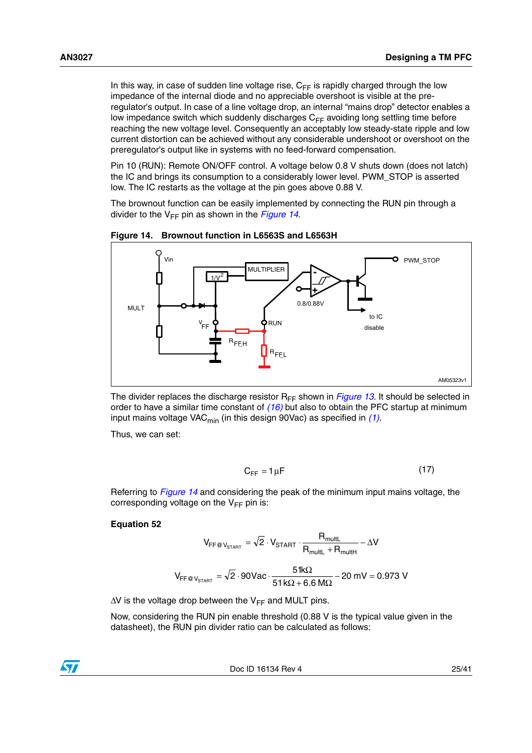In this way, in case of sudden line voltage rise, $C_{FF}$ is rapidly charged through the low impedance of the internal diode and no appreciable overshoot is visible at the pre-regulator's output. In case of a line voltage drop, an internal "mains drop" detector enables a low impedance switch which suddenly discharges $C_{FF}$ avoiding long settling time before reaching the new voltage level. Consequently an acceptably low steady-state ripple and low current distortion can be achieved without any considerable undershoot or overshoot on the preregulator's output like in systems with no feed-forward compensation.

Pin 10 (RUN): Remote ON/OFF control. A voltage below 0.8 V shuts down (does not latch) the IC and brings its consumption to a considerably lower level. PWM_STOP is asserted low. The IC restarts as the voltage at the pin goes above 0.88 V.

The brownout function can be easily implemented by connecting the RUN pin through a divider to the $V_{FF}$ pin as shown in the *Figure 14*.

**Figure 14. Brownout function in L6563S and L6563H**

The divider replaces the discharge resistor $R_{FF}$ shown in *Figure 13*. It should be selected in order to have a similar time constant of *(16)* but also to obtain the PFC startup at minimum input mains voltage $VAC_{min}$ (in this design 90Vac) as specified in *(1)*.

Thus, we can set:

$$C_{FF} = 1\,\mu F \tag{17}$$

Referring to *Figure 14* and considering the peak of the minimum input mains voltage, the corresponding voltage on the $V_{FF}$ pin is:

**Equation 52**

$$V_{FF@V_{START}} = \sqrt{2} \cdot V_{START} \cdot \frac{R_{multL}}{R_{multL} + R_{multH}} - \Delta V$$

$$V_{FF@V_{START}} = \sqrt{2} \cdot 90Vac \cdot \frac{51k\Omega}{51\,k\Omega + 6.6\,M\Omega} - 20\text{ mV} = 0.973\text{ V}$$

$\Delta V$ is the voltage drop between the $V_{FF}$ and MULT pins.

Now, considering the RUN pin enable threshold (0.88 V is the typical value given in the datasheet), the RUN pin divider ratio can be calculated as follows: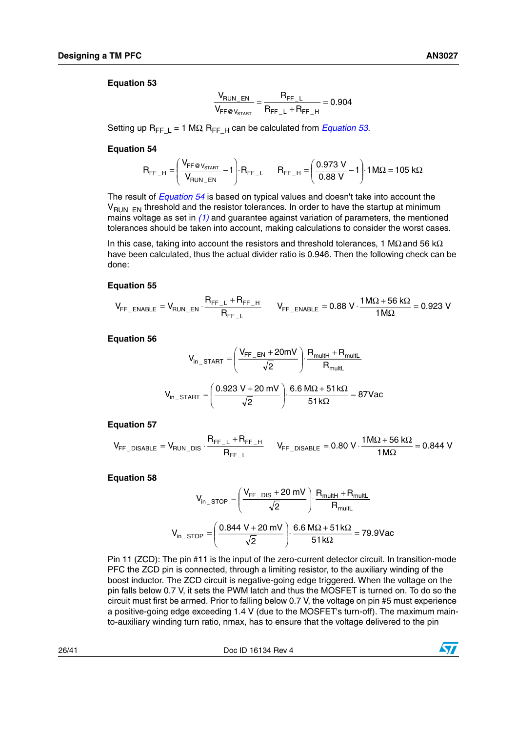**Equation 53**

$$\frac{V_{RUN\_EN}}{V_{FF@V_{START}}} = \frac{R_{FF\_L}}{R_{FF\_L} + R_{FF\_H}} = 0.904$$

Setting up $R_{FF\_L}$ = 1 MΩ, $R_{FF\_H}$ can be calculated from *Equation 53*.

**Equation 54**

$$R_{FF\_H} = \left(\frac{V_{FF@V_{START}}}{V_{RUN\_EN}} - 1\right) \cdot R_{FF\_L} \qquad R_{FF\_H} = \left(\frac{0.973\ V}{0.88\ V} - 1\right) \cdot 1\,M\Omega = 105\ k\Omega$$

The result of *Equation 54* is based on typical values and doesn't take into account the $V_{RUN\_EN}$ threshold and the resistor tolerances. In order to have the startup at minimum mains voltage as set in *(1)* and guarantee against variation of parameters, the mentioned tolerances should be taken into account, making calculations to consider the worst cases.

In this case, taking into account the resistors and threshold tolerances, 1 MΩ and 56 kΩ have been calculated, thus the actual divider ratio is 0.946. Then the following check can be done:

**Equation 55**

$$V_{FF\_ENABLE} = V_{RUN\_EN} \cdot \frac{R_{FF\_L} + R_{FF\_H}}{R_{FF\_L}} \qquad V_{FF\_ENABLE} = 0.88\ V \cdot \frac{1\,M\Omega + 56\ k\Omega}{1\,M\Omega} = 0.923\ V$$

**Equation 56**

$$V_{in\_START} = \left(\frac{V_{FF\_EN} + 20mV}{\sqrt{2}}\right) \cdot \frac{R_{multH} + R_{multL}}{R_{multL}}$$

$$V_{in\_START} = \left(\frac{0.923\ V + 20\ mV}{\sqrt{2}}\right) \cdot \frac{6.6\ M\Omega + 51\,k\Omega}{51\,k\Omega} = 87Vac$$

**Equation 57**

$$V_{FF\_DISABLE} = V_{RUN\_DIS} \cdot \frac{R_{FF\_L} + R_{FF\_H}}{R_{FF\_L}} \qquad V_{FF\_DISABLE} = 0.80\ V \cdot \frac{1\,M\Omega + 56\ k\Omega}{1\,M\Omega} = 0.844\ V$$

**Equation 58**

$$V_{in\_STOP} = \left(\frac{V_{FF\_DIS} + 20\ mV}{\sqrt{2}}\right) \cdot \frac{R_{multH} + R_{multL}}{R_{multL}}$$

$$V_{in\_STOP} = \left(\frac{0.844\ V + 20\ mV}{\sqrt{2}}\right) \cdot \frac{6.6\ M\Omega + 51\,k\Omega}{51\,k\Omega} = 79.9Vac$$

Pin 11 (ZCD): The pin #11 is the input of the zero-current detector circuit. In transition-mode PFC the ZCD pin is connected, through a limiting resistor, to the auxiliary winding of the boost inductor. The ZCD circuit is negative-going edge triggered. When the voltage on the pin falls below 0.7 V, it sets the PWM latch and thus the MOSFET is turned on. To do so the circuit must first be armed. Prior to falling below 0.7 V, the voltage on pin #5 must experience a positive-going edge exceeding 1.4 V (due to the MOSFET's turn-off). The maximum main-to-auxiliary winding turn ratio, nmax, has to ensure that the voltage delivered to the pin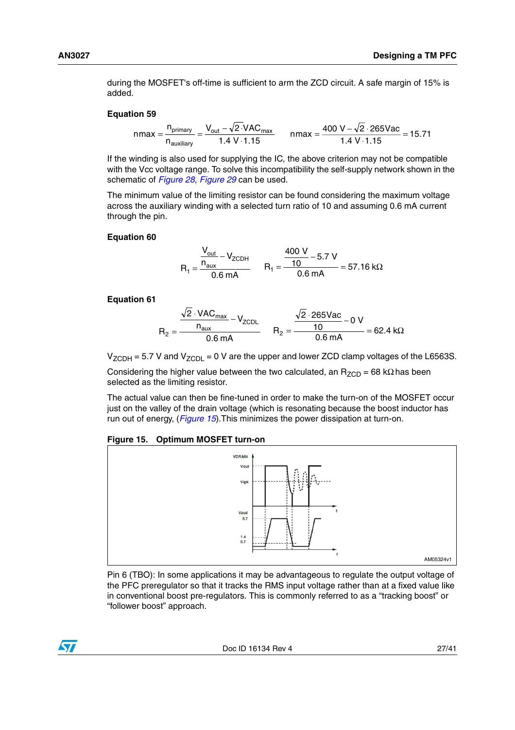during the MOSFET's off-time is sufficient to arm the ZCD circuit. A safe margin of 15% is added.

**Equation 59**

$$nmax = \frac{n_{primary}}{n_{auxiliary}} = \frac{V_{out} - \sqrt{2} \cdot VAC_{max}}{1.4\ V \cdot 1.15} \qquad nmax = \frac{400\ V - \sqrt{2} \cdot 265Vac}{1.4\ V \cdot 1.15} = 15.71$$

If the winding is also used for supplying the IC, the above criterion may not be compatible with the Vcc voltage range. To solve this incompatibility the self-supply network shown in the schematic of *Figure 28*, *Figure 29* can be used.

The minimum value of the limiting resistor can be found considering the maximum voltage across the auxiliary winding with a selected turn ratio of 10 and assuming 0.6 mA current through the pin.

**Equation 60**

$$R_1 = \frac{\frac{V_{out}}{n_{aux}} - V_{ZCDH}}{0.6\ mA} \qquad R_1 = \frac{\frac{400\ V}{10} - 5.7\ V}{0.6\ mA} = 57.16\ k\Omega$$

**Equation 61**

$$R_2 = \frac{\frac{\sqrt{2} \cdot VAC_{max}}{n_{aux}} - V_{ZCDL}}{0.6\ mA} \qquad R_2 = \frac{\frac{\sqrt{2} \cdot 265Vac}{10} - 0\ V}{0.6\ mA} = 62.4\ k\Omega$$

$V_{ZCDH}$ = 5.7 V and $V_{ZCDL}$ = 0 V are the upper and lower ZCD clamp voltages of the L6563S.

Considering the higher value between the two calculated, an $R_{ZCD}$ = 68 kΩ has been selected as the limiting resistor.

The actual value can then be fine-tuned in order to make the turn-on of the MOSFET occur just on the valley of the drain voltage (which is resonating because the boost inductor has run out of energy, (*Figure 15*).This minimizes the power dissipation at turn-on.

**Figure 15. Optimum MOSFET turn-on**

Pin 6 (TBO): In some applications it may be advantageous to regulate the output voltage of the PFC preregulator so that it tracks the RMS input voltage rather than at a fixed value like in conventional boost pre-regulators. This is commonly referred to as a "tracking boost" or "follower boost" approach.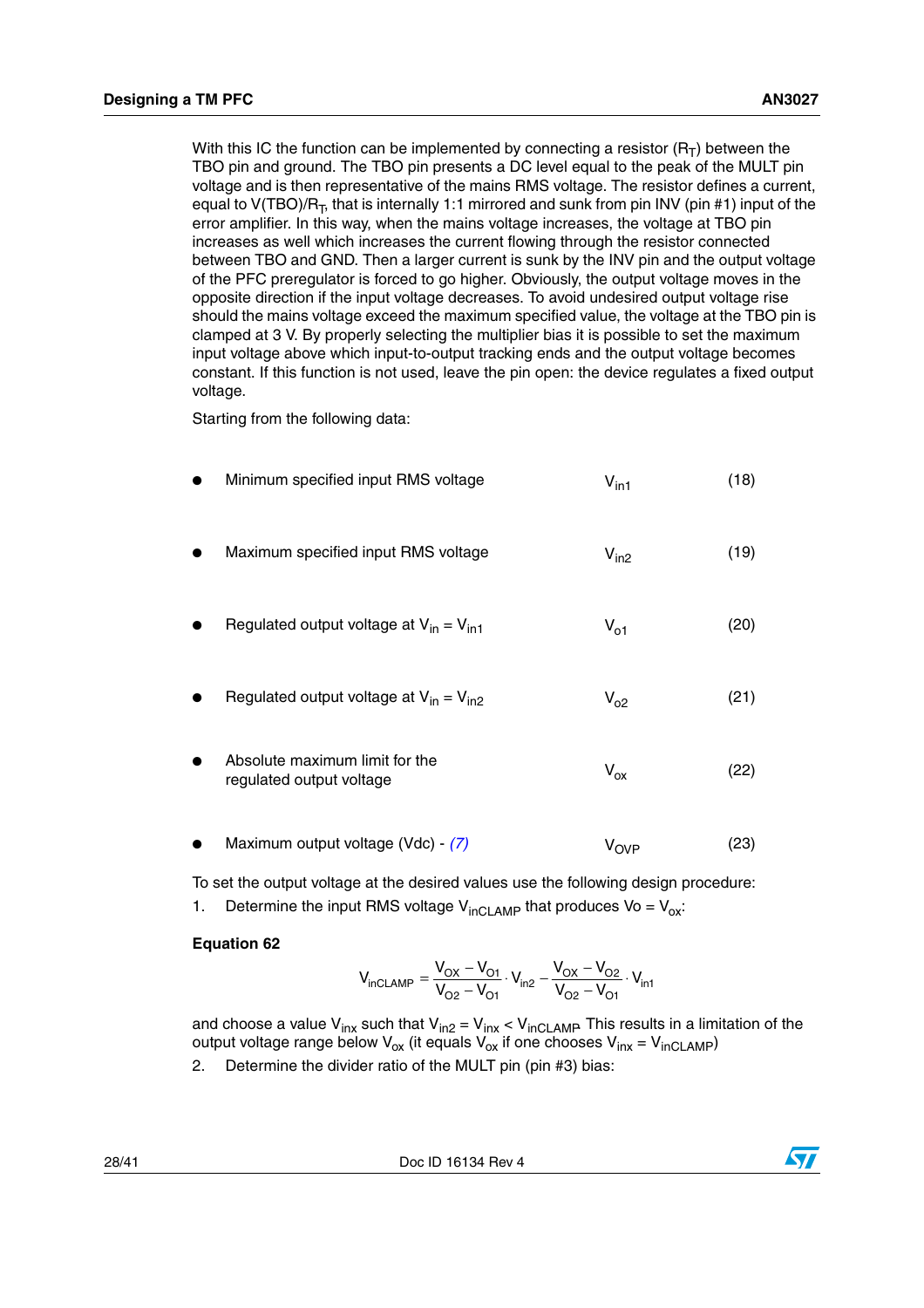With this IC the function can be implemented by connecting a resistor ($R_T$) between the TBO pin and ground. The TBO pin presents a DC level equal to the peak of the MULT pin voltage and is then representative of the mains RMS voltage. The resistor defines a current, equal to $V(TBO)/R_T$, that is internally 1:1 mirrored and sunk from pin INV (pin #1) input of the error amplifier. In this way, when the mains voltage increases, the voltage at TBO pin increases as well which increases the current flowing through the resistor connected between TBO and GND. Then a larger current is sunk by the INV pin and the output voltage of the PFC preregulator is forced to go higher. Obviously, the output voltage moves in the opposite direction if the input voltage decreases. To avoid undesired output voltage rise should the mains voltage exceed the maximum specified value, the voltage at the TBO pin is clamped at 3 V. By properly selecting the multiplier bias it is possible to set the maximum input voltage above which input-to-output tracking ends and the output voltage becomes constant. If this function is not used, leave the pin open: the device regulates a fixed output voltage.

Starting from the following data:

| | | |
|---|---|---|
| • Minimum specified input RMS voltage | $V_{in1}$ | (18) |
| • Maximum specified input RMS voltage | $V_{in2}$ | (19) |
| • Regulated output voltage at $V_{in} = V_{in1}$ | $V_{o1}$ | (20) |
| • Regulated output voltage at $V_{in} = V_{in2}$ | $V_{o2}$ | (21) |
| • Absolute maximum limit for the regulated output voltage | $V_{ox}$ | (22) |
| • Maximum output voltage (Vdc) - *(7)* | $V_{OVP}$ | (23) |

To set the output voltage at the desired values use the following design procedure:

1. Determine the input RMS voltage $V_{inCLAMP}$ that produces $Vo = V_{ox}$:

**Equation 62**

$$V_{inCLAMP} = \frac{V_{OX} - V_{O1}}{V_{O2} - V_{O1}} \cdot V_{in2} - \frac{V_{OX} - V_{O2}}{V_{O2} - V_{O1}} \cdot V_{in1}$$

and choose a value $V_{inx}$ such that $V_{in2} = V_{inx} < V_{inCLAMP}$. This results in a limitation of the output voltage range below $V_{ox}$ (it equals $V_{ox}$ if one chooses $V_{inx} = V_{inCLAMP}$)

2. Determine the divider ratio of the MULT pin (pin #3) bias: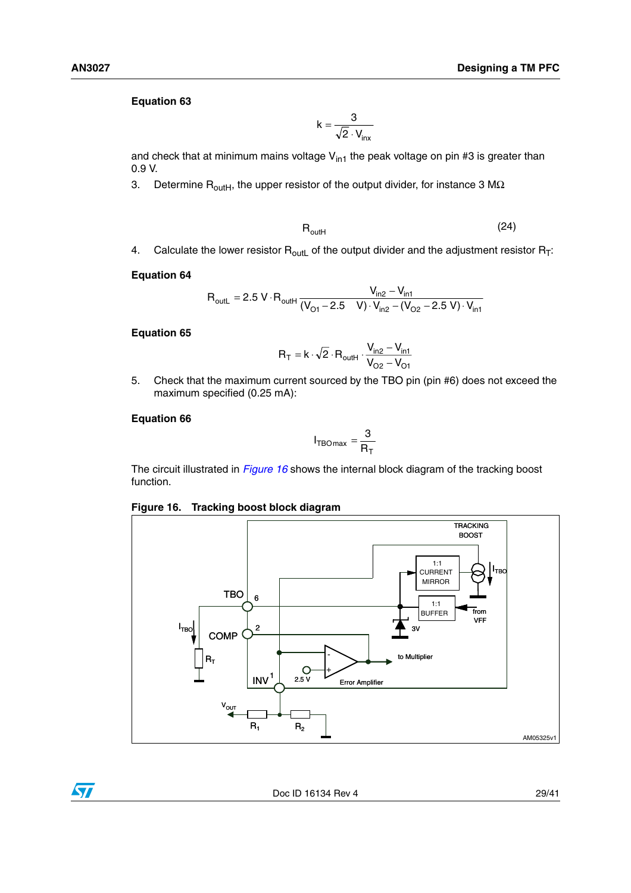**Equation 63**

$$k = \frac{3}{\sqrt{2} \cdot V_{inx}}$$

and check that at minimum mains voltage $V_{in1}$ the peak voltage on pin #3 is greater than 0.9 V.

3. Determine $R_{outH}$, the upper resistor of the output divider, for instance 3 MΩ

$$R_{outH} \tag{24}$$

4. Calculate the lower resistor $R_{outL}$ of the output divider and the adjustment resistor $R_T$:

**Equation 64**

$$R_{outL} = 2.5\ V \cdot R_{outH} \frac{V_{in2} - V_{in1}}{(V_{O1} - 2.5\quad V) \cdot V_{in2} - (V_{O2} - 2.5\ V) \cdot V_{in1}}$$

**Equation 65**

$$R_T = k \cdot \sqrt{2} \cdot R_{outH} \cdot \frac{V_{in2} - V_{in1}}{V_{O2} - V_{O1}}$$

5. Check that the maximum current sourced by the TBO pin (pin #6) does not exceed the maximum specified (0.25 mA):

**Equation 66**

$$I_{TBOmax} = \frac{3}{R_T}$$

The circuit illustrated in *Figure 16* shows the internal block diagram of the tracking boost function.

**Figure 16. Tracking boost block diagram**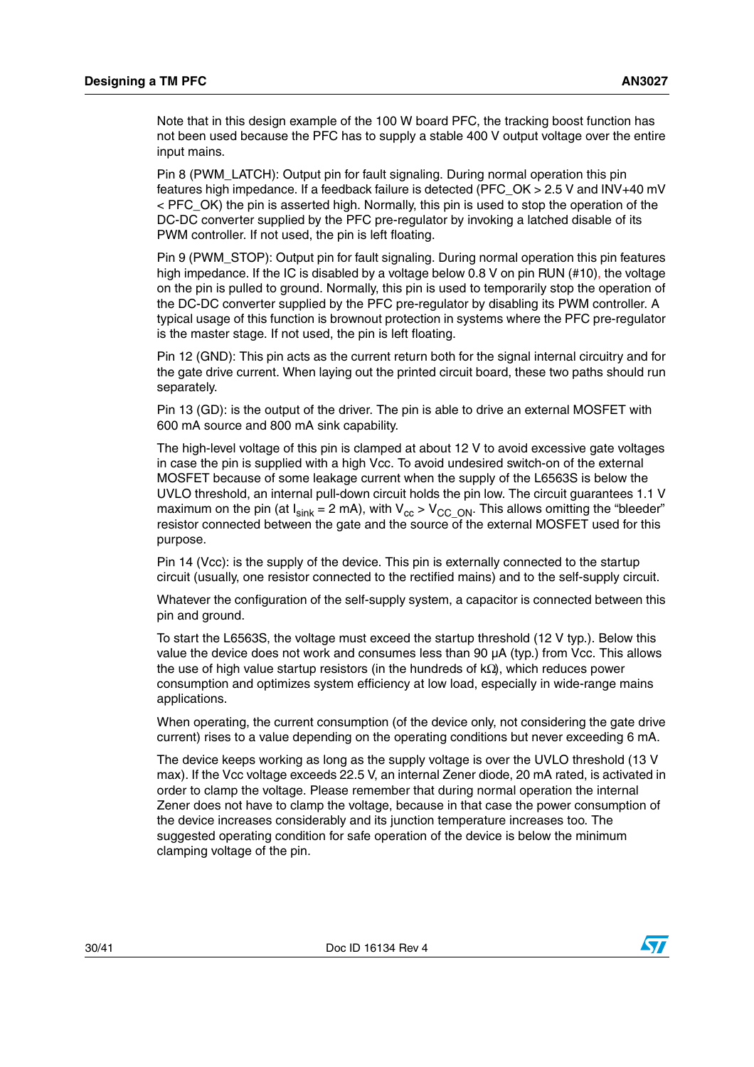Note that in this design example of the 100 W board PFC, the tracking boost function has not been used because the PFC has to supply a stable 400 V output voltage over the entire input mains.

Pin 8 (PWM_LATCH): Output pin for fault signaling. During normal operation this pin features high impedance. If a feedback failure is detected (PFC_OK > 2.5 V and INV+40 mV < PFC_OK) the pin is asserted high. Normally, this pin is used to stop the operation of the DC-DC converter supplied by the PFC pre-regulator by invoking a latched disable of its PWM controller. If not used, the pin is left floating.

Pin 9 (PWM_STOP): Output pin for fault signaling. During normal operation this pin features high impedance. If the IC is disabled by a voltage below 0.8 V on pin RUN (#10), the voltage on the pin is pulled to ground. Normally, this pin is used to temporarily stop the operation of the DC-DC converter supplied by the PFC pre-regulator by disabling its PWM controller. A typical usage of this function is brownout protection in systems where the PFC pre-regulator is the master stage. If not used, the pin is left floating.

Pin 12 (GND): This pin acts as the current return both for the signal internal circuitry and for the gate drive current. When laying out the printed circuit board, these two paths should run separately.

Pin 13 (GD): is the output of the driver. The pin is able to drive an external MOSFET with 600 mA source and 800 mA sink capability.

The high-level voltage of this pin is clamped at about 12 V to avoid excessive gate voltages in case the pin is supplied with a high Vcc. To avoid undesired switch-on of the external MOSFET because of some leakage current when the supply of the L6563S is below the UVLO threshold, an internal pull-down circuit holds the pin low. The circuit guarantees 1.1 V maximum on the pin (at $I_{sink}$ = 2 mA), with $V_{cc} > V_{CC\_ON}$. This allows omitting the "bleeder" resistor connected between the gate and the source of the external MOSFET used for this purpose.

Pin 14 (Vcc): is the supply of the device. This pin is externally connected to the startup circuit (usually, one resistor connected to the rectified mains) and to the self-supply circuit.

Whatever the configuration of the self-supply system, a capacitor is connected between this pin and ground.

To start the L6563S, the voltage must exceed the startup threshold (12 V typ.). Below this value the device does not work and consumes less than 90 µA (typ.) from Vcc. This allows the use of high value startup resistors (in the hundreds of kΩ), which reduces power consumption and optimizes system efficiency at low load, especially in wide-range mains applications.

When operating, the current consumption (of the device only, not considering the gate drive current) rises to a value depending on the operating conditions but never exceeding 6 mA.

The device keeps working as long as the supply voltage is over the UVLO threshold (13 V max). If the Vcc voltage exceeds 22.5 V, an internal Zener diode, 20 mA rated, is activated in order to clamp the voltage. Please remember that during normal operation the internal Zener does not have to clamp the voltage, because in that case the power consumption of the device increases considerably and its junction temperature increases too. The suggested operating condition for safe operation of the device is below the minimum clamping voltage of the pin.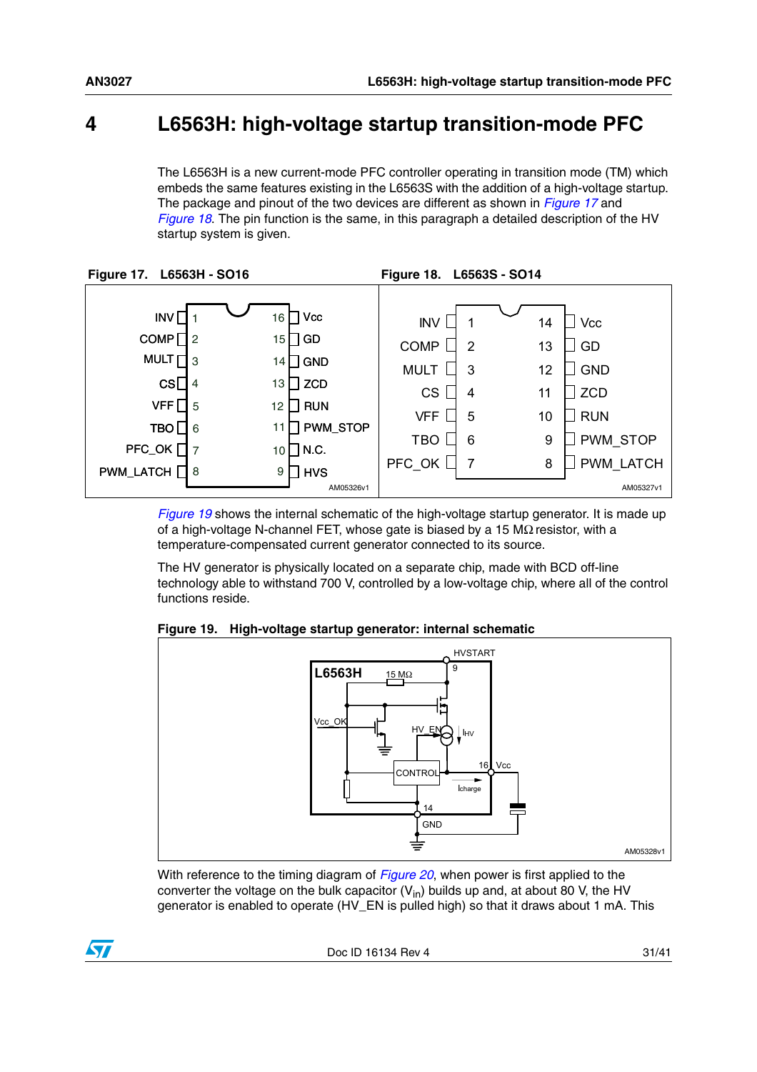# 4 L6563H: high-voltage startup transition-mode PFC

The L6563H is a new current-mode PFC controller operating in transition mode (TM) which embeds the same features existing in the L6563S with the addition of a high-voltage startup. The package and pinout of the two devices are different as shown in *Figure 17* and *Figure 18*. The pin function is the same, in this paragraph a detailed description of the HV startup system is given.

**Figure 17. L6563H - SO16**

| Pin | Name | Pin | Name |
|---|---|---|---|
| 1 | INV | 16 | Vcc |
| 2 | COMP | 15 | GD |
| 3 | MULT | 14 | GND |
| 4 | CS | 13 | ZCD |
| 5 | VFF | 12 | RUN |
| 6 | TBO | 11 | PWM_STOP |
| 7 | PFC_OK | 10 | N.C. |
| 8 | PWM_LATCH | 9 | HVS |

AM05326v1

**Figure 18. L6563S - SO14**

| Pin | Name | Pin | Name |
|---|---|---|---|
| 1 | INV | 14 | Vcc |
| 2 | COMP | 13 | GD |
| 3 | MULT | 12 | GND |
| 4 | CS | 11 | ZCD |
| 5 | VFF | 10 | RUN |
| 6 | TBO | 9 | PWM_STOP |
| 7 | PFC_OK | 8 | PWM_LATCH |

AM05327v1

*Figure 19* shows the internal schematic of the high-voltage startup generator. It is made up of a high-voltage N-channel FET, whose gate is biased by a 15 MΩ resistor, with a temperature-compensated current generator connected to its source.

The HV generator is physically located on a separate chip, made with BCD off-line technology able to withstand 700 V, controlled by a low-voltage chip, where all of the control functions reside.

**Figure 19. High-voltage startup generator: internal schematic**

AM05328v1

With reference to the timing diagram of *Figure 20*, when power is first applied to the converter the voltage on the bulk capacitor ($V_{in}$) builds up and, at about 80 V, the HV generator is enabled to operate (HV_EN is pulled high) so that it draws about 1 mA. This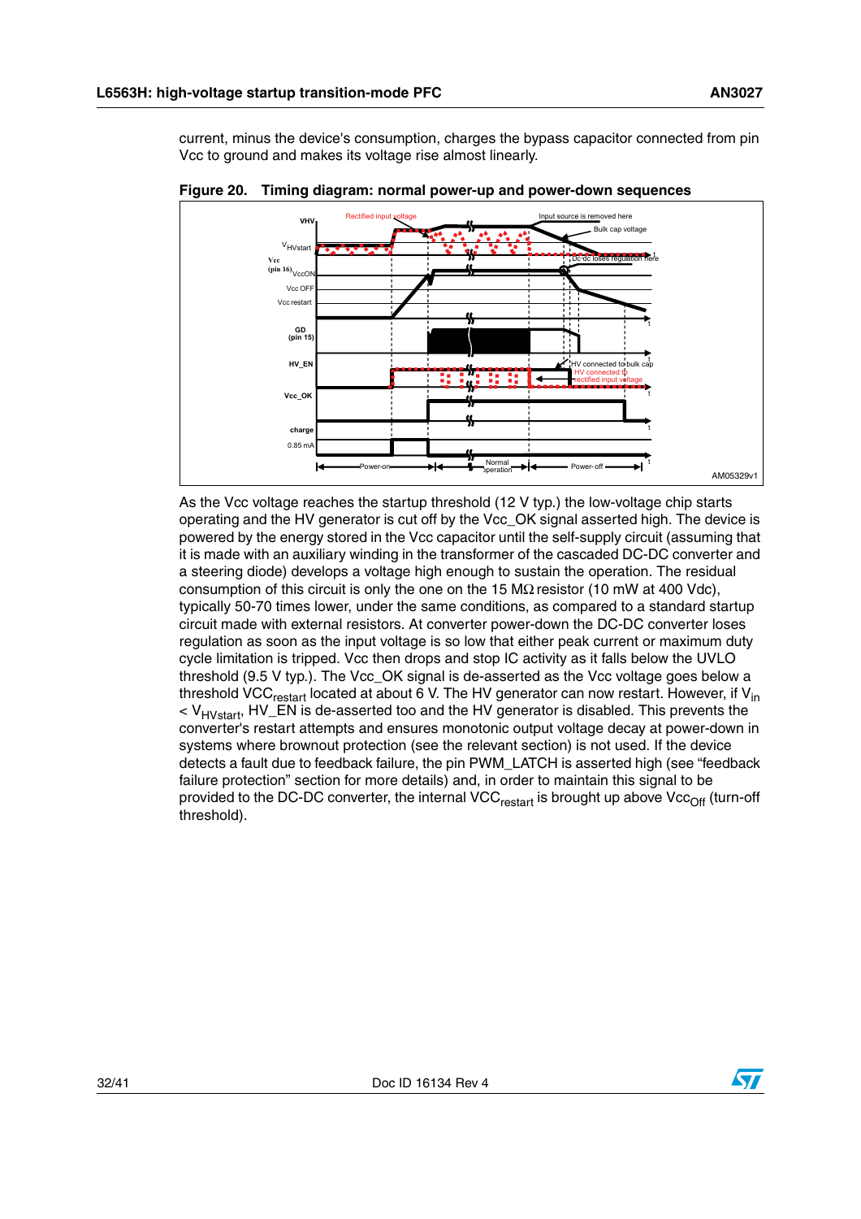current, minus the device's consumption, charges the bypass capacitor connected from pin Vcc to ground and makes its voltage rise almost linearly.

**Figure 20. Timing diagram: normal power-up and power-down sequences**

As the Vcc voltage reaches the startup threshold (12 V typ.) the low-voltage chip starts operating and the HV generator is cut off by the Vcc_OK signal asserted high. The device is powered by the energy stored in the Vcc capacitor until the self-supply circuit (assuming that it is made with an auxiliary winding in the transformer of the cascaded DC-DC converter and a steering diode) develops a voltage high enough to sustain the operation. The residual consumption of this circuit is only the one on the 15 MΩ resistor (10 mW at 400 Vdc), typically 50-70 times lower, under the same conditions, as compared to a standard startup circuit made with external resistors. At converter power-down the DC-DC converter loses regulation as soon as the input voltage is so low that either peak current or maximum duty cycle limitation is tripped. Vcc then drops and stop IC activity as it falls below the UVLO threshold (9.5 V typ.). The Vcc_OK signal is de-asserted as the Vcc voltage goes below a threshold $VCC_{restart}$ located at about 6 V. The HV generator can now restart. However, if $V_{in} < V_{HVstart}$, HV_EN is de-asserted too and the HV generator is disabled. This prevents the converter's restart attempts and ensures monotonic output voltage decay at power-down in systems where brownout protection (see the relevant section) is not used. If the device detects a fault due to feedback failure, the pin PWM_LATCH is asserted high (see "feedback failure protection" section for more details) and, in order to maintain this signal to be provided to the DC-DC converter, the internal $VCC_{restart}$ is brought up above $Vcc_{Off}$ (turn-off threshold).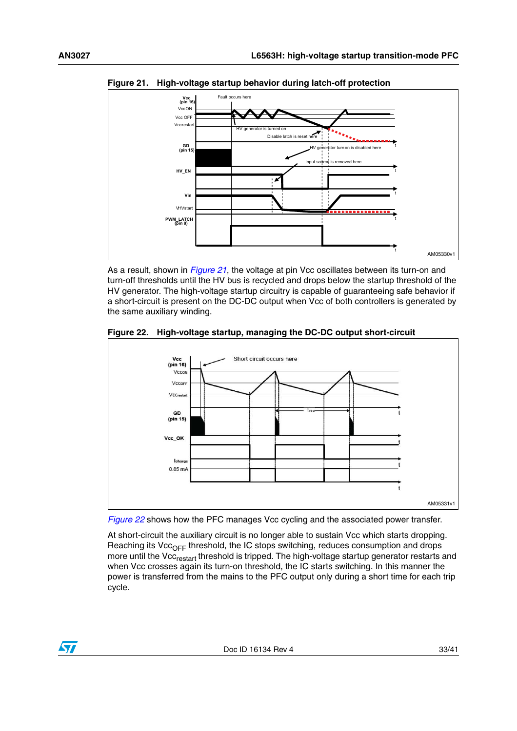**Figure 21. High-voltage startup behavior during latch-off protection**

As a result, shown in *Figure 21*, the voltage at pin Vcc oscillates between its turn-on and turn-off thresholds until the HV bus is recycled and drops below the startup threshold of the HV generator. The high-voltage startup circuitry is capable of guaranteeing safe behavior if a short-circuit is present on the DC-DC output when Vcc of both controllers is generated by the same auxiliary winding.

**Figure 22. High-voltage startup, managing the DC-DC output short-circuit**

*Figure 22* shows how the PFC manages Vcc cycling and the associated power transfer.

At short-circuit the auxiliary circuit is no longer able to sustain Vcc which starts dropping. Reaching its $Vcc_{OFF}$ threshold, the IC stops switching, reduces consumption and drops more until the $Vcc_{restart}$ threshold is tripped. The high-voltage startup generator restarts and when Vcc crosses again its turn-on threshold, the IC starts switching. In this manner the power is transferred from the mains to the PFC output only during a short time for each trip cycle.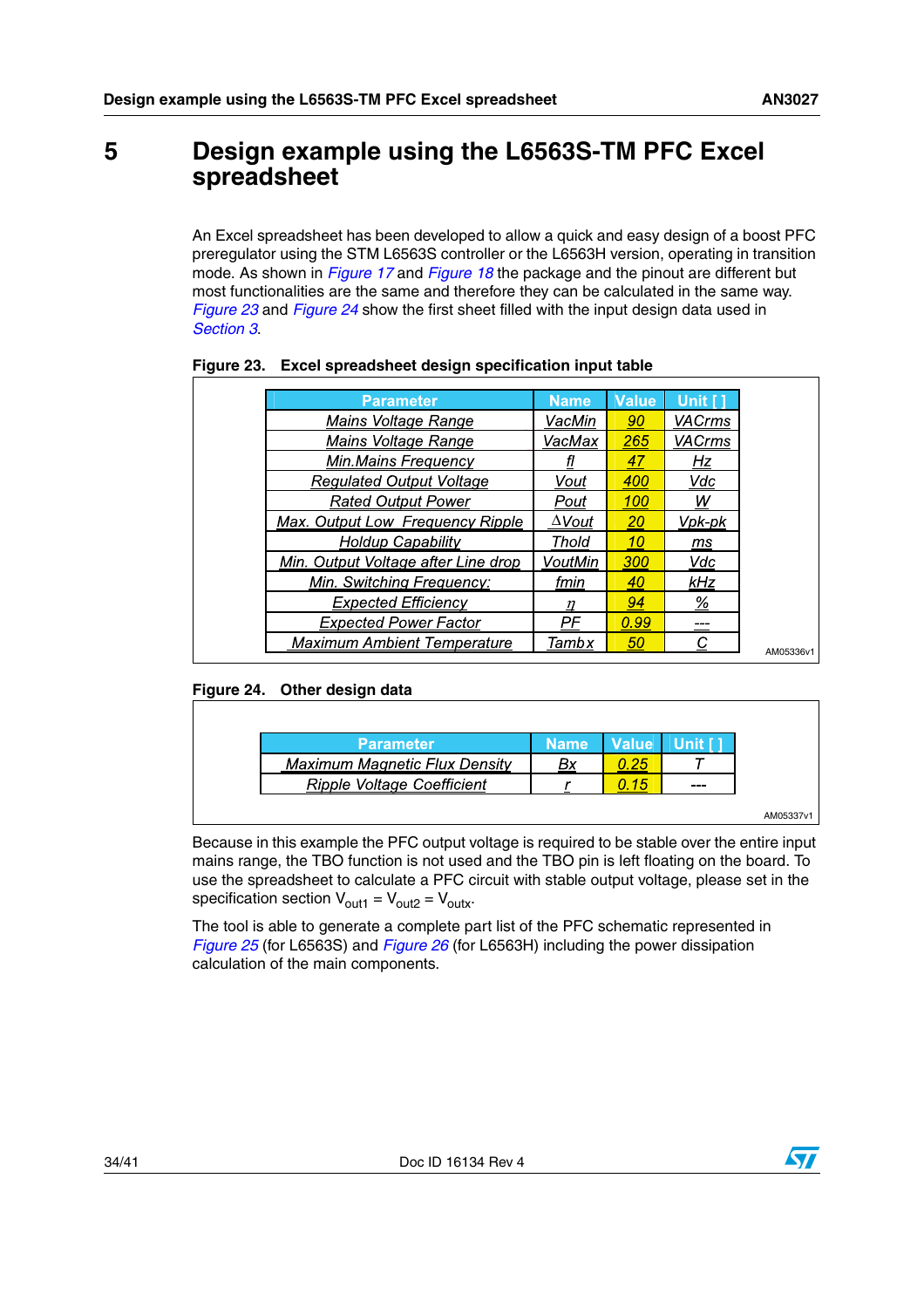# 5 Design example using the L6563S-TM PFC Excel spreadsheet

An Excel spreadsheet has been developed to allow a quick and easy design of a boost PFC preregulator using the STM L6563S controller or the L6563H version, operating in transition mode. As shown in *Figure 17* and *Figure 18* the package and the pinout are different but most functionalities are the same and therefore they can be calculated in the same way. *Figure 23* and *Figure 24* show the first sheet filled with the input design data used in *Section 3*.

**Figure 23. Excel spreadsheet design specification input table**

| Parameter | Name | Value | Unit [ ] |
|---|---|---|---|
| Mains Voltage Range | VacMin | 90 | VACrms |
| Mains Voltage Range | VacMax | 265 | VACrms |
| Min.Mains Frequency | fl | 47 | Hz |
| Regulated Output Voltage | Vout | 400 | Vdc |
| Rated Output Power | Pout | 100 | W |
| Max. Output Low Frequency Ripple | ΔVout | 20 | Vpk-pk |
| Holdup Capability | Thold | 10 | ms |
| Min. Output Voltage after Line drop | VoutMin | 300 | Vdc |
| Min. Switching Frequency: | fmin | 40 | kHz |
| Expected Efficiency | η | 94 | % |
| Expected Power Factor | PF | 0.99 | --- |
| Maximum Ambient Temperature | Tambx | 50 | C |

AM05336v1

**Figure 24. Other design data**

| Parameter | Name | Value | Unit [ ] |
|---|---|---|---|
| Maximum Magnetic Flux Density | Bx | 0.25 | T |
| Ripple Voltage Coefficient | r | 0.15 | --- |

AM05337v1

Because in this example the PFC output voltage is required to be stable over the entire input mains range, the TBO function is not used and the TBO pin is left floating on the board. To use the spreadsheet to calculate a PFC circuit with stable output voltage, please set in the specification section $V_{out1} = V_{out2} = V_{outx}$.

The tool is able to generate a complete part list of the PFC schematic represented in *Figure 25* (for L6563S) and *Figure 26* (for L6563H) including the power dissipation calculation of the main components.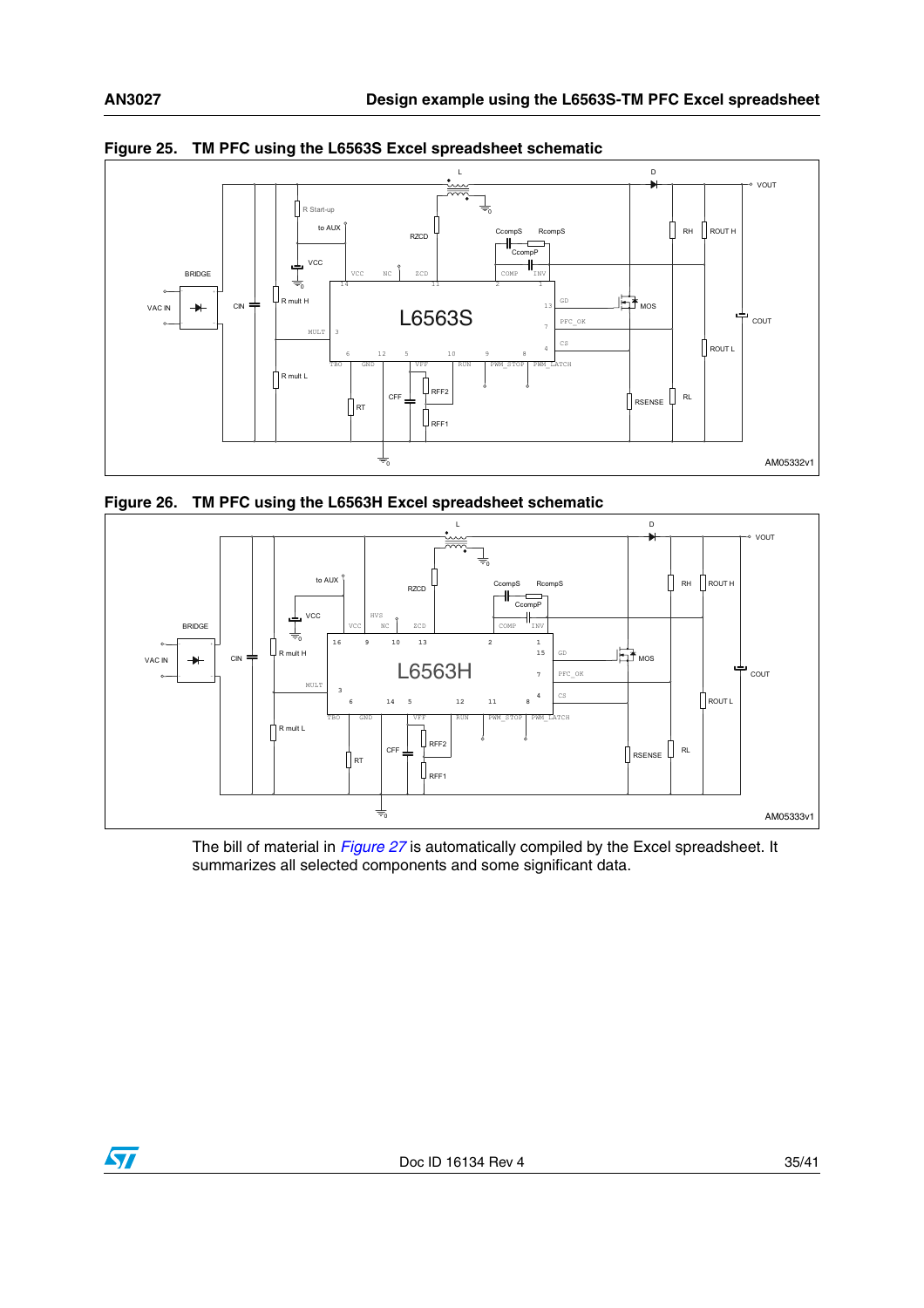**Figure 25. TM PFC using the L6563S Excel spreadsheet schematic**

**Figure 26. TM PFC using the L6563H Excel spreadsheet schematic**

The bill of material in *Figure 27* is automatically compiled by the Excel spreadsheet. It summarizes all selected components and some significant data.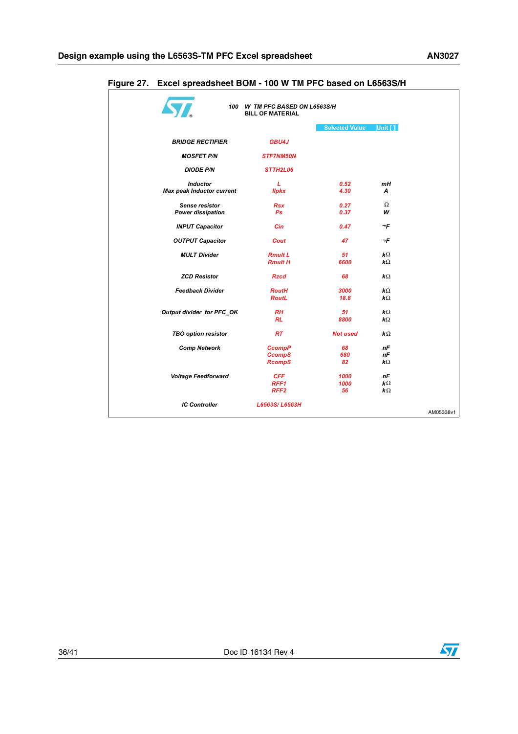**Figure 27. Excel spreadsheet BOM - 100 W TM PFC based on L6563S/H**

100 W TM PFC BASED ON L6563S/H
BILL OF MATERIAL

| | | Selected Value | Unit [ ] |
|---|---|---|---|
| BRIDGE RECTIFIER | GBU4J | | |
| MOSFET P/N | STF7NM50N | | |
| DIODE P/N | STTH2L06 | | |
| Inductor | L | 0.52 | mH |
| Max peak Inductor current | Ilpkx | 4.30 | A |
| Sense resistor | Rsx | 0.27 | Ω |
| Power dissipation | Ps | 0.37 | W |
| INPUT Capacitor | Cin | 0.47 | ¬F |
| OUTPUT Capacitor | Cout | 47 | ¬F |
| MULT Divider | Rmult L | 51 | kΩ |
| | Rmult H | 6600 | kΩ |
| ZCD Resistor | Rzcd | 68 | kΩ |
| Feedback Divider | RoutH | 3000 | kΩ |
| | RoutL | 18.8 | kΩ |
| Output divider for PFC_OK | RH | 51 | kΩ |
| | RL | 8800 | kΩ |
| TBO option resistor | RT | Not used | kΩ |
| Comp Network | CcompP | 68 | nF |
| | CcompS | 680 | nF |
| | RcompS | 82 | kΩ |
| Voltage Feedforward | CFF | 1000 | nF |
| | RFF1 | 1000 | kΩ |
| | RFF2 | 56 | kΩ |
| IC Controller | L6563S/ L6563H | | |

AM05338v1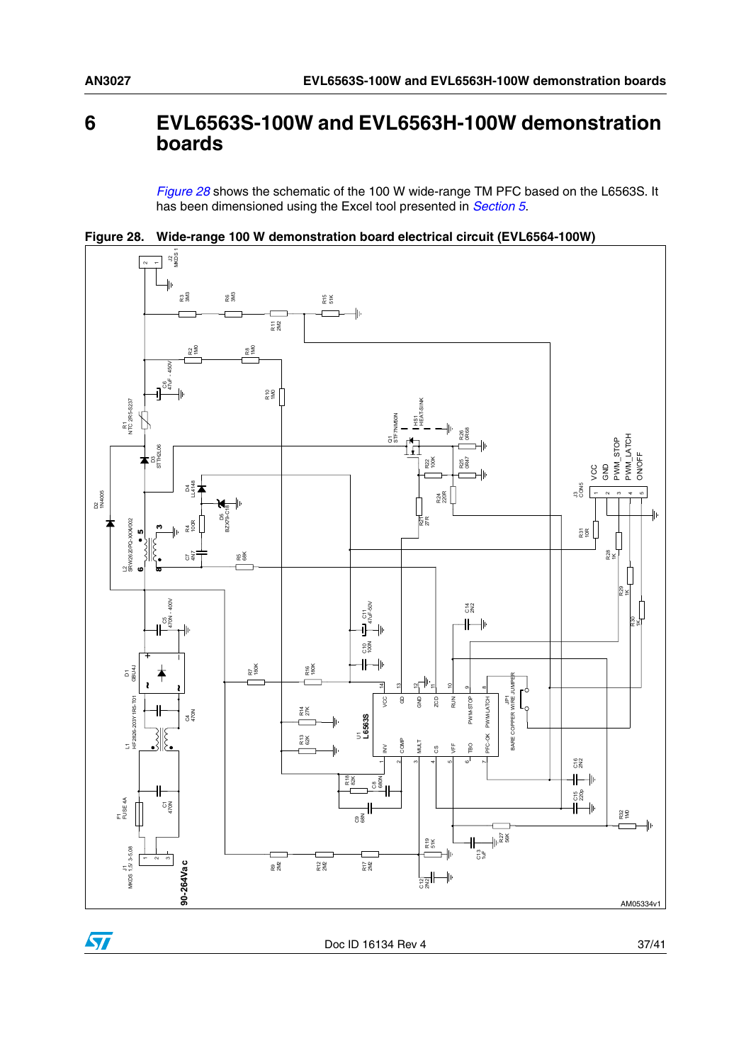# 6 EVL6563S-100W and EVL6563H-100W demonstration boards

*Figure 28* shows the schematic of the 100 W wide-range TM PFC based on the L6563S. It has been dimensioned using the Excel tool presented in *Section 5*.

**Figure 28. Wide-range 100 W demonstration board electrical circuit (EVL6564-100W)**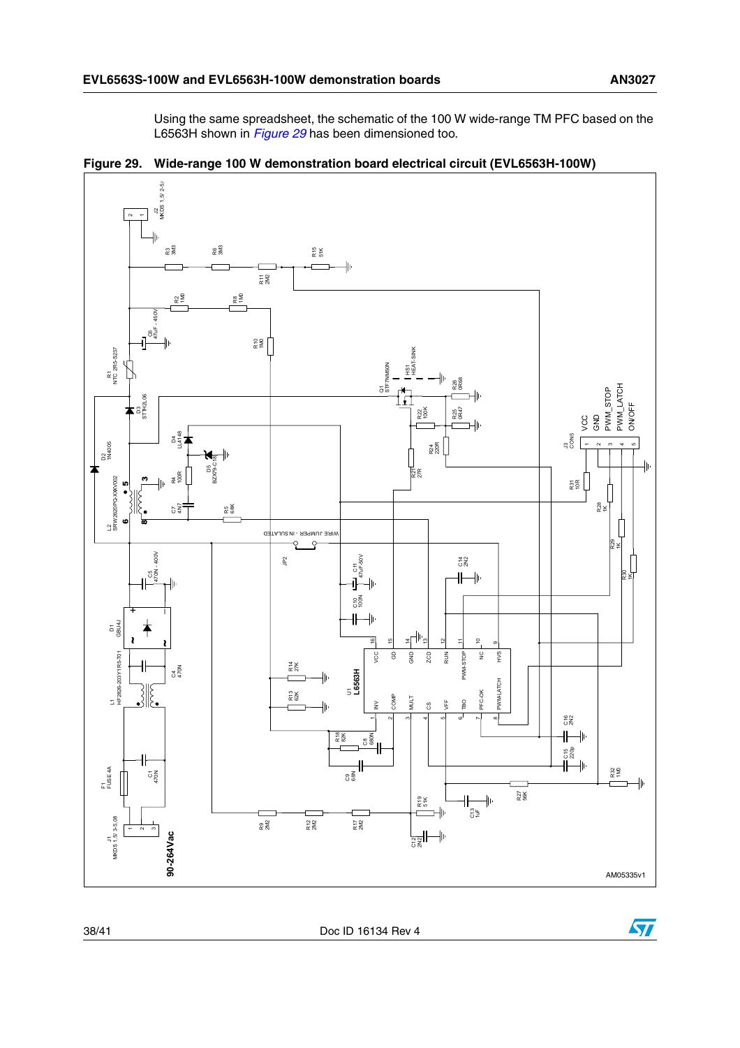Using the same spreadsheet, the schematic of the 100 W wide-range TM PFC based on the L6563H shown in *Figure 29* has been dimensioned too.

**Figure 29. Wide-range 100 W demonstration board electrical circuit (EVL6563H-100W)**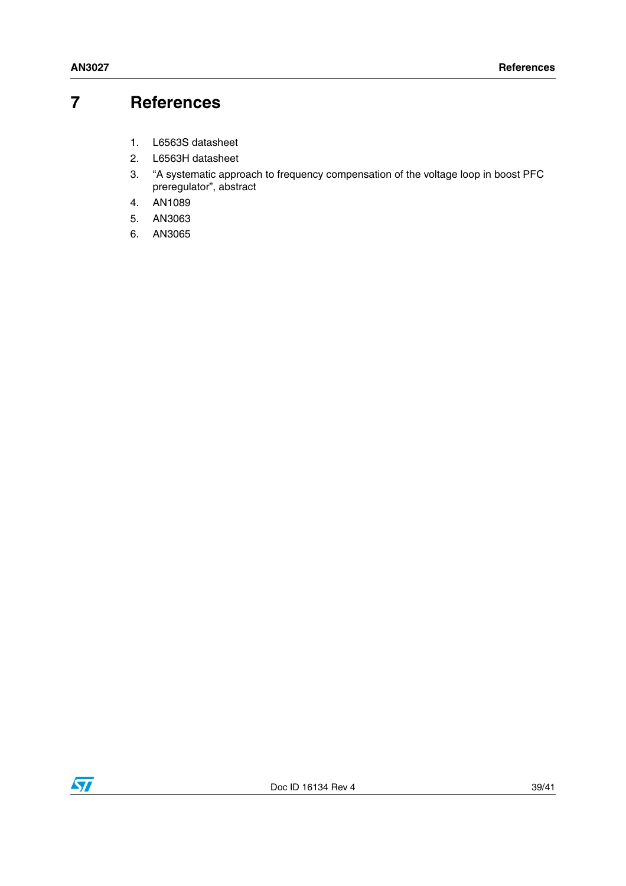# 7 References

1. L6563S datasheet
2. L6563H datasheet
3. "A systematic approach to frequency compensation of the voltage loop in boost PFC preregulator", abstract
4. AN1089
5. AN3063
6. AN3065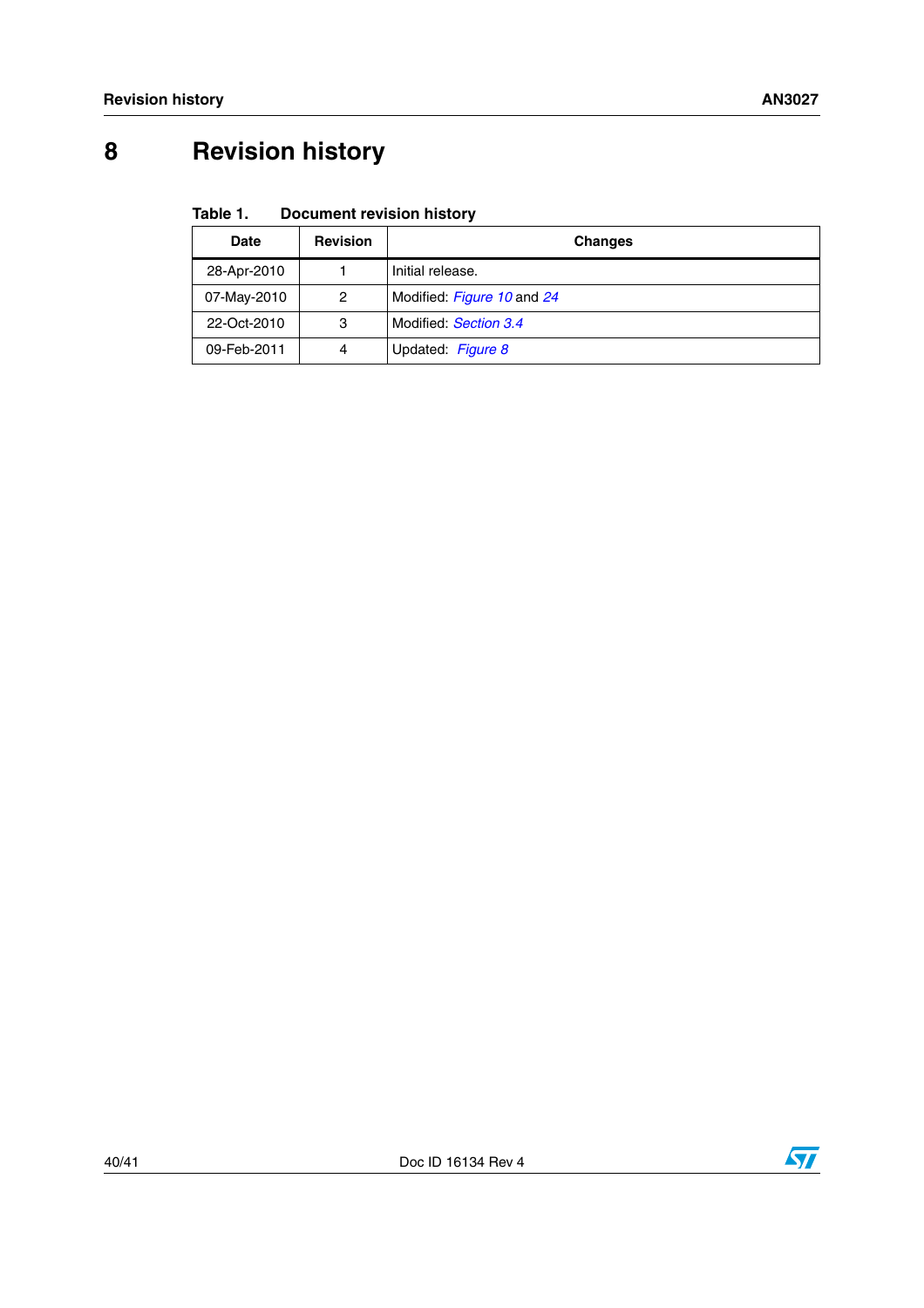# 8 Revision history

**Table 1. Document revision history**

| Date | Revision | Changes |
|---|---|---|
| 28-Apr-2010 | 1 | Initial release. |
| 07-May-2010 | 2 | Modified: *Figure 10* and *24* |
| 22-Oct-2010 | 3 | Modified: *Section 3.4* |
| 09-Feb-2011 | 4 | Updated: *Figure 8* |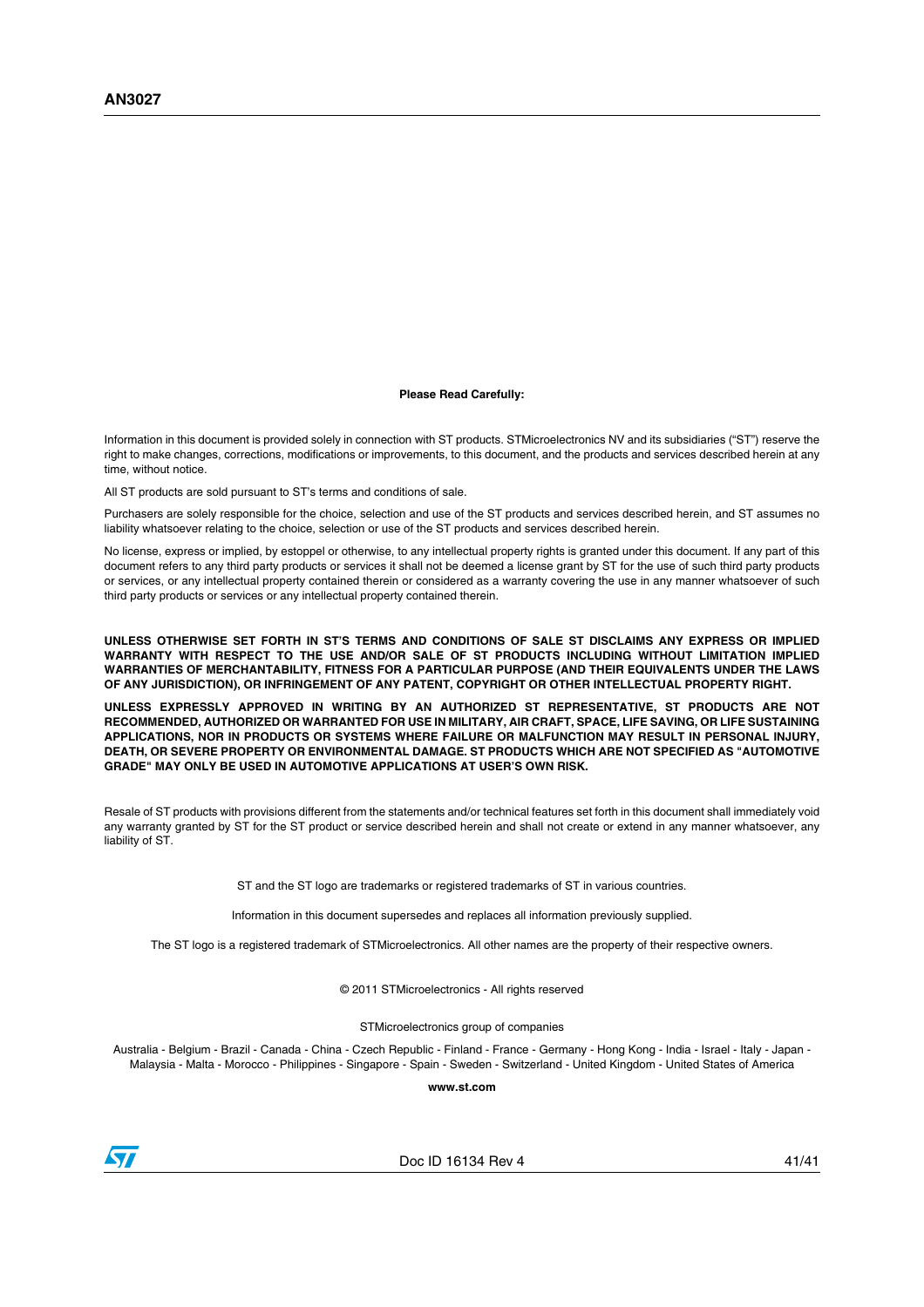**Please Read Carefully:**

Information in this document is provided solely in connection with ST products. STMicroelectronics NV and its subsidiaries (“ST”) reserve the right to make changes, corrections, modifications or improvements, to this document, and the products and services described herein at any time, without notice.

All ST products are sold pursuant to ST’s terms and conditions of sale.

Purchasers are solely responsible for the choice, selection and use of the ST products and services described herein, and ST assumes no liability whatsoever relating to the choice, selection or use of the ST products and services described herein.

No license, express or implied, by estoppel or otherwise, to any intellectual property rights is granted under this document. If any part of this document refers to any third party products or services it shall not be deemed a license grant by ST for the use of such third party products or services, or any intellectual property contained therein or considered as a warranty covering the use in any manner whatsoever of such third party products or services or any intellectual property contained therein.

**UNLESS OTHERWISE SET FORTH IN ST’S TERMS AND CONDITIONS OF SALE ST DISCLAIMS ANY EXPRESS OR IMPLIED WARRANTY WITH RESPECT TO THE USE AND/OR SALE OF ST PRODUCTS INCLUDING WITHOUT LIMITATION IMPLIED WARRANTIES OF MERCHANTABILITY, FITNESS FOR A PARTICULAR PURPOSE (AND THEIR EQUIVALENTS UNDER THE LAWS OF ANY JURISDICTION), OR INFRINGEMENT OF ANY PATENT, COPYRIGHT OR OTHER INTELLECTUAL PROPERTY RIGHT.**

**UNLESS EXPRESSLY APPROVED IN WRITING BY AN AUTHORIZED ST REPRESENTATIVE, ST PRODUCTS ARE NOT RECOMMENDED, AUTHORIZED OR WARRANTED FOR USE IN MILITARY, AIR CRAFT, SPACE, LIFE SAVING, OR LIFE SUSTAINING APPLICATIONS, NOR IN PRODUCTS OR SYSTEMS WHERE FAILURE OR MALFUNCTION MAY RESULT IN PERSONAL INJURY, DEATH, OR SEVERE PROPERTY OR ENVIRONMENTAL DAMAGE. ST PRODUCTS WHICH ARE NOT SPECIFIED AS "AUTOMOTIVE GRADE" MAY ONLY BE USED IN AUTOMOTIVE APPLICATIONS AT USER’S OWN RISK.**

Resale of ST products with provisions different from the statements and/or technical features set forth in this document shall immediately void any warranty granted by ST for the ST product or service described herein and shall not create or extend in any manner whatsoever, any liability of ST.

ST and the ST logo are trademarks or registered trademarks of ST in various countries.

Information in this document supersedes and replaces all information previously supplied.

The ST logo is a registered trademark of STMicroelectronics. All other names are the property of their respective owners.

© 2011 STMicroelectronics - All rights reserved

STMicroelectronics group of companies

Australia - Belgium - Brazil - Canada - China - Czech Republic - Finland - France - Germany - Hong Kong - India - Israel - Italy - Japan - Malaysia - Malta - Morocco - Philippines - Singapore - Spain - Sweden - Switzerland - United Kingdom - United States of America

**www.st.com**